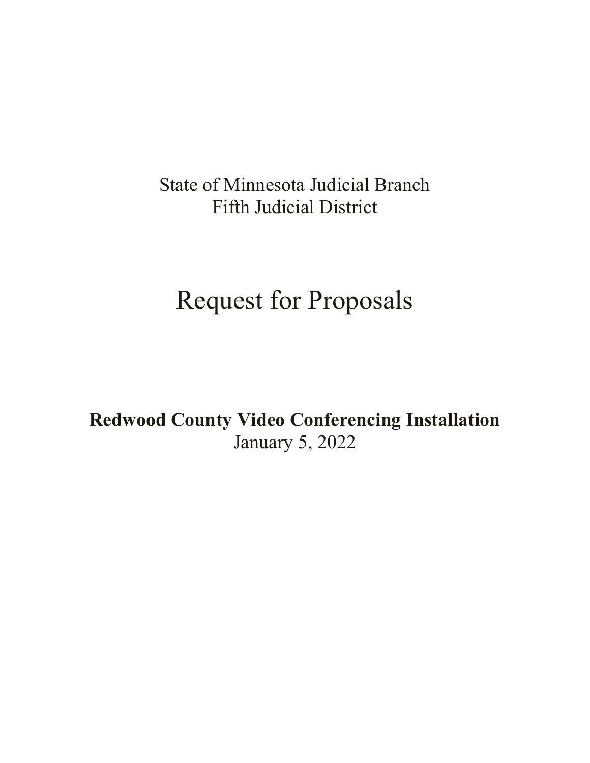State of Minnesota Judicial Branch
Fifth Judicial District

# Request for Proposals

**Redwood County Video Conferencing Installation**
January 5, 2022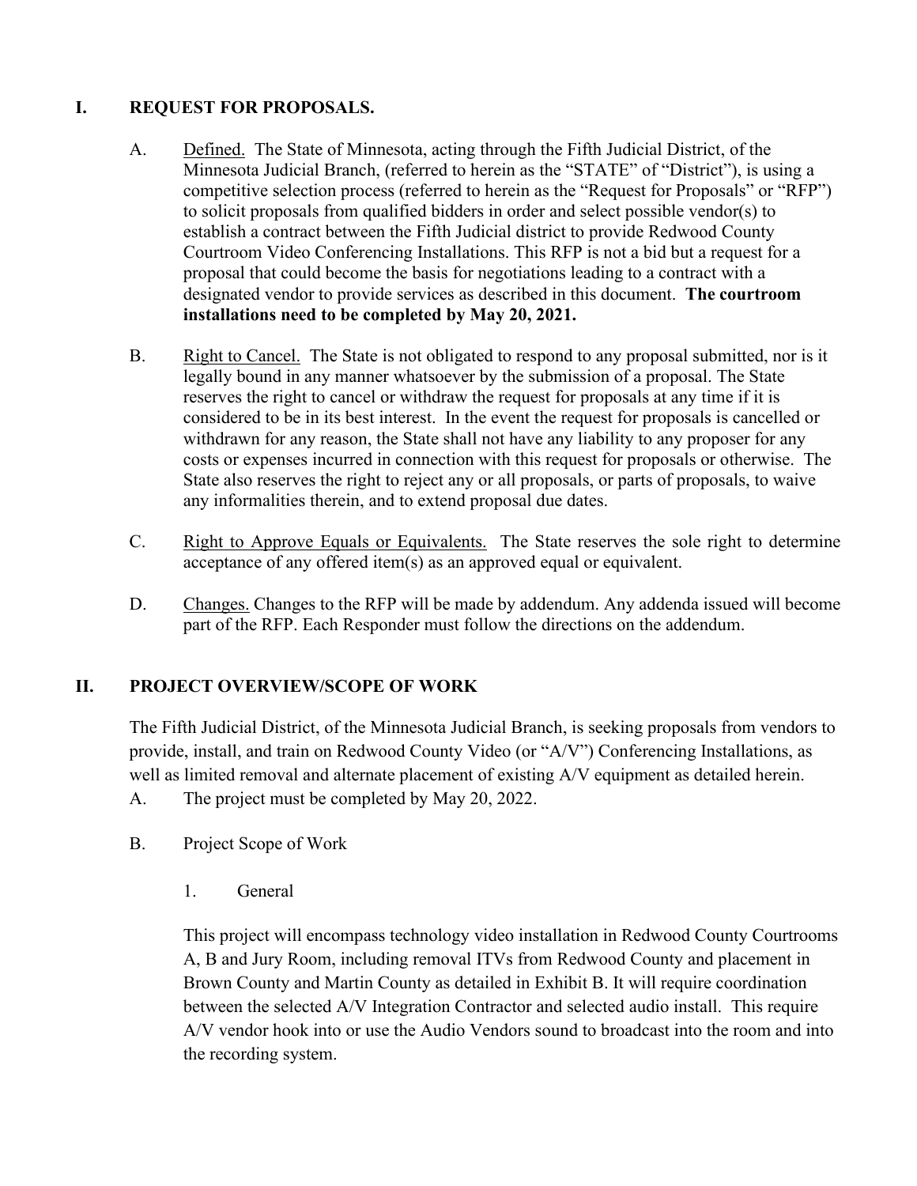## I. REQUEST FOR PROPOSALS.

A. Defined. The State of Minnesota, acting through the Fifth Judicial District, of the Minnesota Judicial Branch, (referred to herein as the "STATE" of "District"), is using a competitive selection process (referred to herein as the "Request for Proposals" or "RFP") to solicit proposals from qualified bidders in order and select possible vendor(s) to establish a contract between the Fifth Judicial district to provide Redwood County Courtroom Video Conferencing Installations. This RFP is not a bid but a request for a proposal that could become the basis for negotiations leading to a contract with a designated vendor to provide services as described in this document. **The courtroom installations need to be completed by May 20, 2021.**

B. Right to Cancel. The State is not obligated to respond to any proposal submitted, nor is it legally bound in any manner whatsoever by the submission of a proposal. The State reserves the right to cancel or withdraw the request for proposals at any time if it is considered to be in its best interest. In the event the request for proposals is cancelled or withdrawn for any reason, the State shall not have any liability to any proposer for any costs or expenses incurred in connection with this request for proposals or otherwise. The State also reserves the right to reject any or all proposals, or parts of proposals, to waive any informalities therein, and to extend proposal due dates.

C. Right to Approve Equals or Equivalents. The State reserves the sole right to determine acceptance of any offered item(s) as an approved equal or equivalent.

D. Changes. Changes to the RFP will be made by addendum. Any addenda issued will become part of the RFP. Each Responder must follow the directions on the addendum.

## II. PROJECT OVERVIEW/SCOPE OF WORK

The Fifth Judicial District, of the Minnesota Judicial Branch, is seeking proposals from vendors to provide, install, and train on Redwood County Video (or "A/V") Conferencing Installations, as well as limited removal and alternate placement of existing A/V equipment as detailed herein.

A. The project must be completed by May 20, 2022.

B. Project Scope of Work

1. General

This project will encompass technology video installation in Redwood County Courtrooms A, B and Jury Room, including removal ITVs from Redwood County and placement in Brown County and Martin County as detailed in Exhibit B. It will require coordination between the selected A/V Integration Contractor and selected audio install. This require A/V vendor hook into or use the Audio Vendors sound to broadcast into the room and into the recording system.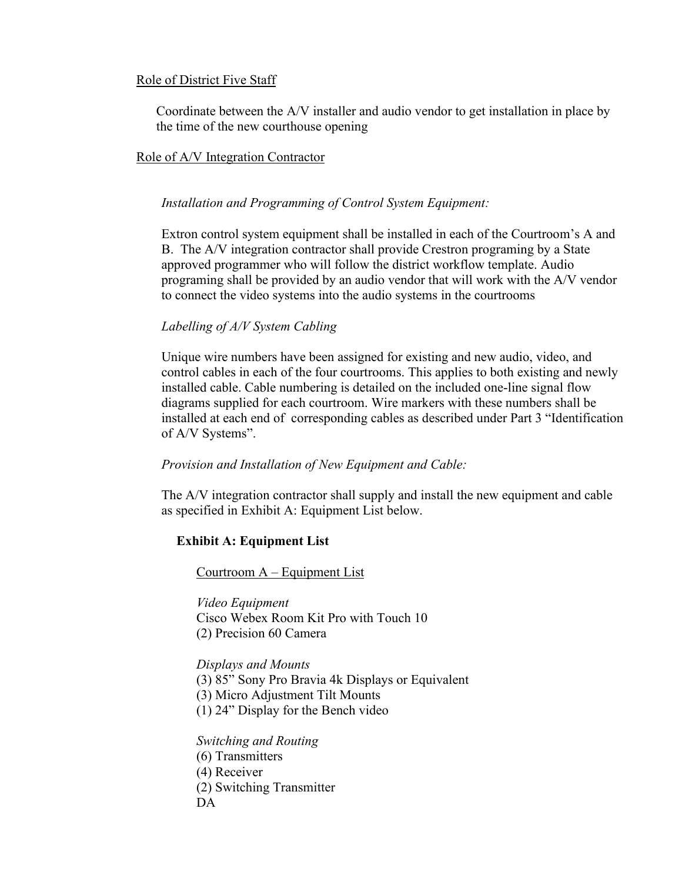Role of District Five Staff

Coordinate between the A/V installer and audio vendor to get installation in place by the time of the new courthouse opening

Role of A/V Integration Contractor

*Installation and Programming of Control System Equipment:*

Extron control system equipment shall be installed in each of the Courtroom's A and B. The A/V integration contractor shall provide Crestron programing by a State approved programmer who will follow the district workflow template. Audio programing shall be provided by an audio vendor that will work with the A/V vendor to connect the video systems into the audio systems in the courtrooms

*Labelling of A/V System Cabling*

Unique wire numbers have been assigned for existing and new audio, video, and control cables in each of the four courtrooms. This applies to both existing and newly installed cable. Cable numbering is detailed on the included one-line signal flow diagrams supplied for each courtroom. Wire markers with these numbers shall be installed at each end of corresponding cables as described under Part 3 "Identification of A/V Systems".

*Provision and Installation of New Equipment and Cable:*

The A/V integration contractor shall supply and install the new equipment and cable as specified in Exhibit A: Equipment List below.

**Exhibit A: Equipment List**

Courtroom A – Equipment List

*Video Equipment*
Cisco Webex Room Kit Pro with Touch 10
(2) Precision 60 Camera

*Displays and Mounts*
(3) 85" Sony Pro Bravia 4k Displays or Equivalent
(3) Micro Adjustment Tilt Mounts
(1) 24" Display for the Bench video

*Switching and Routing*
(6) Transmitters
(4) Receiver
(2) Switching Transmitter
DA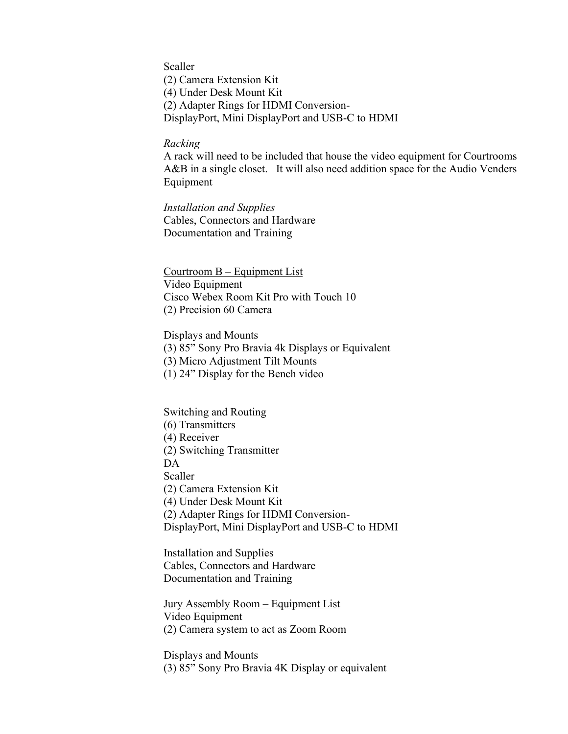Scaller
(2) Camera Extension Kit
(4) Under Desk Mount Kit
(2) Adapter Rings for HDMI Conversion-
DisplayPort, Mini DisplayPort and USB-C to HDMI

*Racking*
A rack will need to be included that house the video equipment for Courtrooms A&B in a single closet. It will also need addition space for the Audio Venders Equipment

*Installation and Supplies*
Cables, Connectors and Hardware
Documentation and Training

<u>Courtroom B – Equipment List</u>
Video Equipment
Cisco Webex Room Kit Pro with Touch 10
(2) Precision 60 Camera

Displays and Mounts
(3) 85" Sony Pro Bravia 4k Displays or Equivalent
(3) Micro Adjustment Tilt Mounts
(1) 24" Display for the Bench video

Switching and Routing
(6) Transmitters
(4) Receiver
(2) Switching Transmitter
DA
Scaller
(2) Camera Extension Kit
(4) Under Desk Mount Kit
(2) Adapter Rings for HDMI Conversion-
DisplayPort, Mini DisplayPort and USB-C to HDMI

Installation and Supplies
Cables, Connectors and Hardware
Documentation and Training

<u>Jury Assembly Room – Equipment List</u>
Video Equipment
(2) Camera system to act as Zoom Room

Displays and Mounts
(3) 85" Sony Pro Bravia 4K Display or equivalent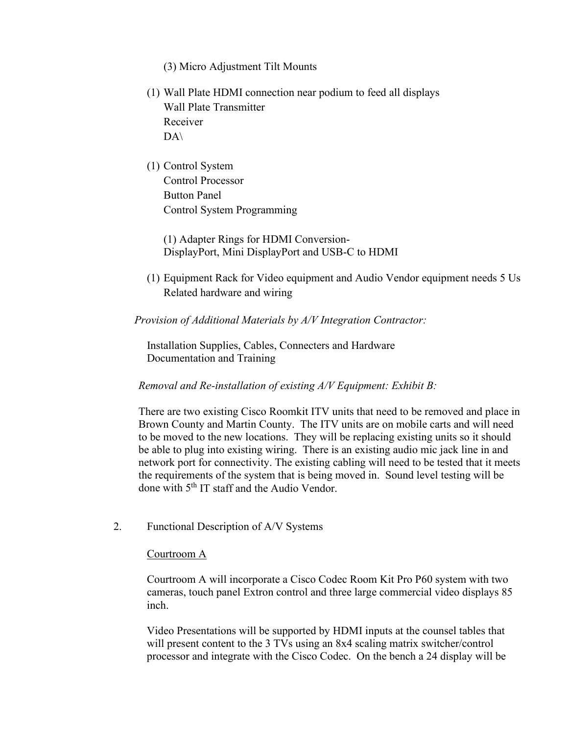(3) Micro Adjustment Tilt Mounts

(1) Wall Plate HDMI connection near podium to feed all displays
Wall Plate Transmitter
Receiver
DA\

(1) Control System
Control Processor
Button Panel
Control System Programming

(1) Adapter Rings for HDMI Conversion-
DisplayPort, Mini DisplayPort and USB-C to HDMI

(1) Equipment Rack for Video equipment and Audio Vendor equipment needs 5 Us
Related hardware and wiring

*Provision of Additional Materials by A/V Integration Contractor:*

Installation Supplies, Cables, Connecters and Hardware
Documentation and Training

*Removal and Re-installation of existing A/V Equipment: Exhibit B:*

There are two existing Cisco Roomkit ITV units that need to be removed and place in Brown County and Martin County. The ITV units are on mobile carts and will need to be moved to the new locations. They will be replacing existing units so it should be able to plug into existing wiring. There is an existing audio mic jack line in and network port for connectivity. The existing cabling will need to be tested that it meets the requirements of the system that is being moved in. Sound level testing will be done with 5th IT staff and the Audio Vendor.

2. Functional Description of A/V Systems

Courtroom A

Courtroom A will incorporate a Cisco Codec Room Kit Pro P60 system with two cameras, touch panel Extron control and three large commercial video displays 85 inch.

Video Presentations will be supported by HDMI inputs at the counsel tables that will present content to the 3 TVs using an 8x4 scaling matrix switcher/control processor and integrate with the Cisco Codec. On the bench a 24 display will be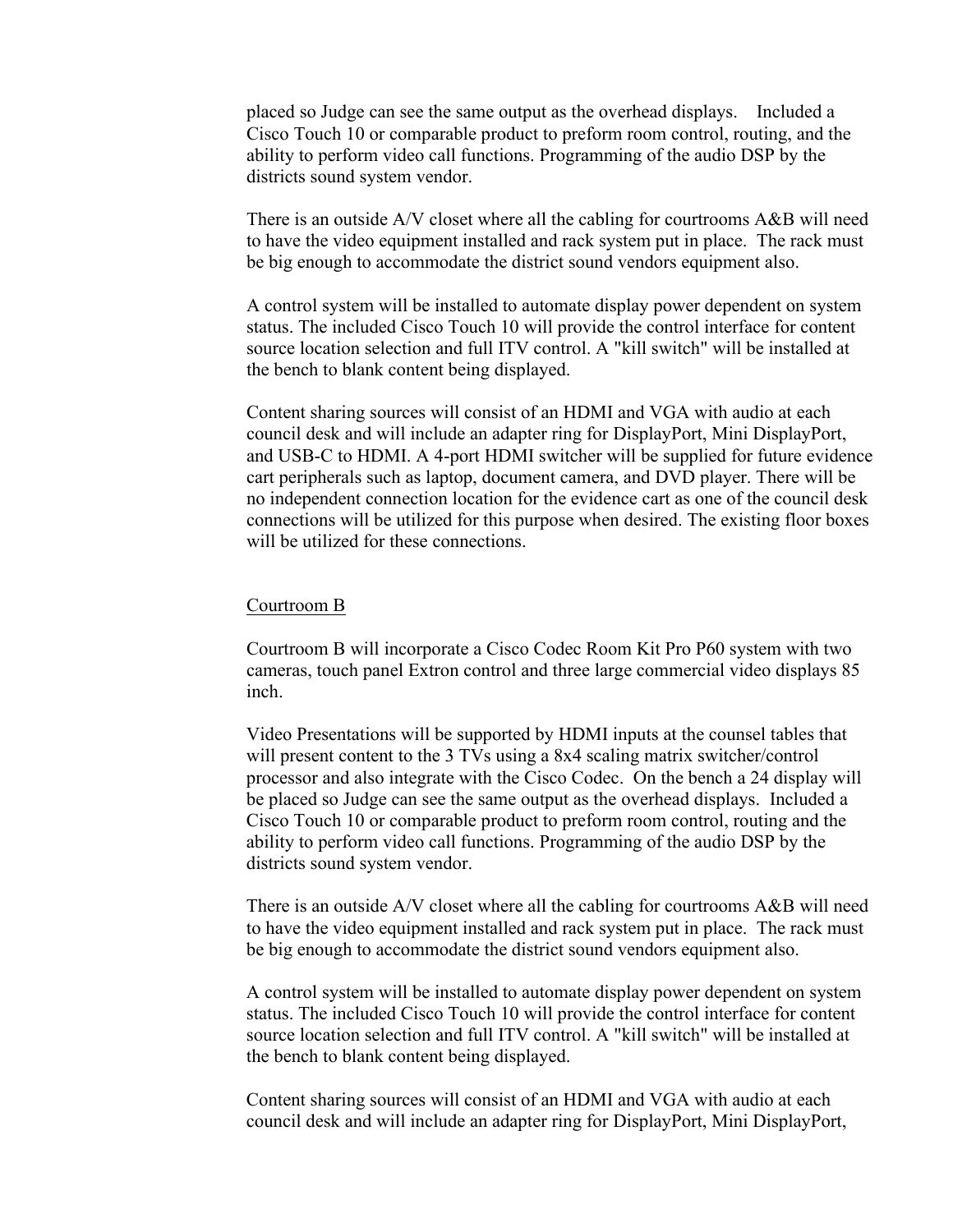placed so Judge can see the same output as the overhead displays. Included a Cisco Touch 10 or comparable product to preform room control, routing, and the ability to perform video call functions. Programming of the audio DSP by the districts sound system vendor.

There is an outside A/V closet where all the cabling for courtrooms A&B will need to have the video equipment installed and rack system put in place. The rack must be big enough to accommodate the district sound vendors equipment also.

A control system will be installed to automate display power dependent on system status. The included Cisco Touch 10 will provide the control interface for content source location selection and full ITV control. A "kill switch" will be installed at the bench to blank content being displayed.

Content sharing sources will consist of an HDMI and VGA with audio at each council desk and will include an adapter ring for DisplayPort, Mini DisplayPort, and USB-C to HDMI. A 4-port HDMI switcher will be supplied for future evidence cart peripherals such as laptop, document camera, and DVD player. There will be no independent connection location for the evidence cart as one of the council desk connections will be utilized for this purpose when desired. The existing floor boxes will be utilized for these connections.

<u>Courtroom B</u>

Courtroom B will incorporate a Cisco Codec Room Kit Pro P60 system with two cameras, touch panel Extron control and three large commercial video displays 85 inch.

Video Presentations will be supported by HDMI inputs at the counsel tables that will present content to the 3 TVs using a 8x4 scaling matrix switcher/control processor and also integrate with the Cisco Codec. On the bench a 24 display will be placed so Judge can see the same output as the overhead displays. Included a Cisco Touch 10 or comparable product to preform room control, routing and the ability to perform video call functions. Programming of the audio DSP by the districts sound system vendor.

There is an outside A/V closet where all the cabling for courtrooms A&B will need to have the video equipment installed and rack system put in place. The rack must be big enough to accommodate the district sound vendors equipment also.

A control system will be installed to automate display power dependent on system status. The included Cisco Touch 10 will provide the control interface for content source location selection and full ITV control. A "kill switch" will be installed at the bench to blank content being displayed.

Content sharing sources will consist of an HDMI and VGA with audio at each council desk and will include an adapter ring for DisplayPort, Mini DisplayPort,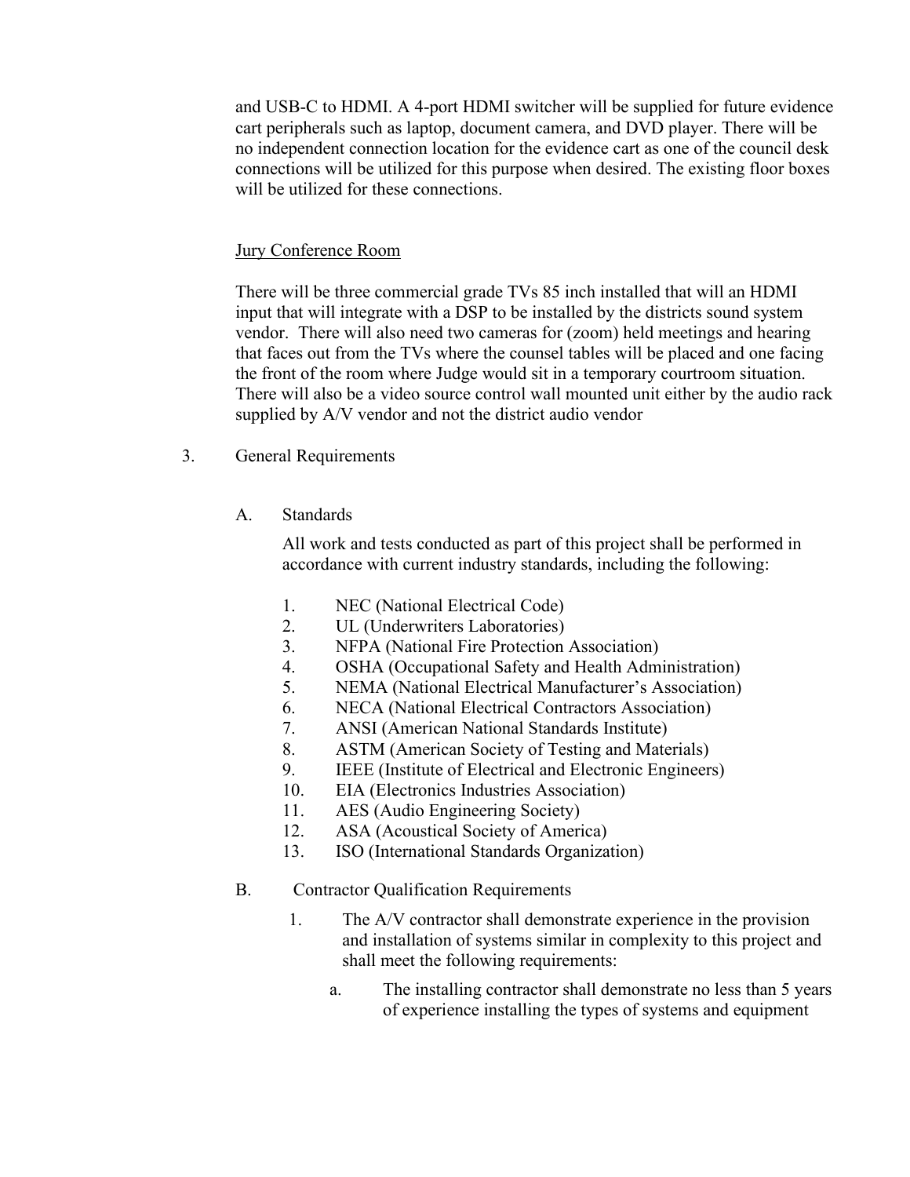and USB-C to HDMI. A 4-port HDMI switcher will be supplied for future evidence cart peripherals such as laptop, document camera, and DVD player. There will be no independent connection location for the evidence cart as one of the council desk connections will be utilized for this purpose when desired. The existing floor boxes will be utilized for these connections.

<u>Jury Conference Room</u>

There will be three commercial grade TVs 85 inch installed that will an HDMI input that will integrate with a DSP to be installed by the districts sound system vendor. There will also need two cameras for (zoom) held meetings and hearing that faces out from the TVs where the counsel tables will be placed and one facing the front of the room where Judge would sit in a temporary courtroom situation. There will also be a video source control wall mounted unit either by the audio rack supplied by A/V vendor and not the district audio vendor

3. General Requirements

   A. Standards

      All work and tests conducted as part of this project shall be performed in accordance with current industry standards, including the following:

      1. NEC (National Electrical Code)
      2. UL (Underwriters Laboratories)
      3. NFPA (National Fire Protection Association)
      4. OSHA (Occupational Safety and Health Administration)
      5. NEMA (National Electrical Manufacturer's Association)
      6. NECA (National Electrical Contractors Association)
      7. ANSI (American National Standards Institute)
      8. ASTM (American Society of Testing and Materials)
      9. IEEE (Institute of Electrical and Electronic Engineers)
      10. EIA (Electronics Industries Association)
      11. AES (Audio Engineering Society)
      12. ASA (Acoustical Society of America)
      13. ISO (International Standards Organization)

   B. Contractor Qualification Requirements

      1. The A/V contractor shall demonstrate experience in the provision and installation of systems similar in complexity to this project and shall meet the following requirements:

         a. The installing contractor shall demonstrate no less than 5 years of experience installing the types of systems and equipment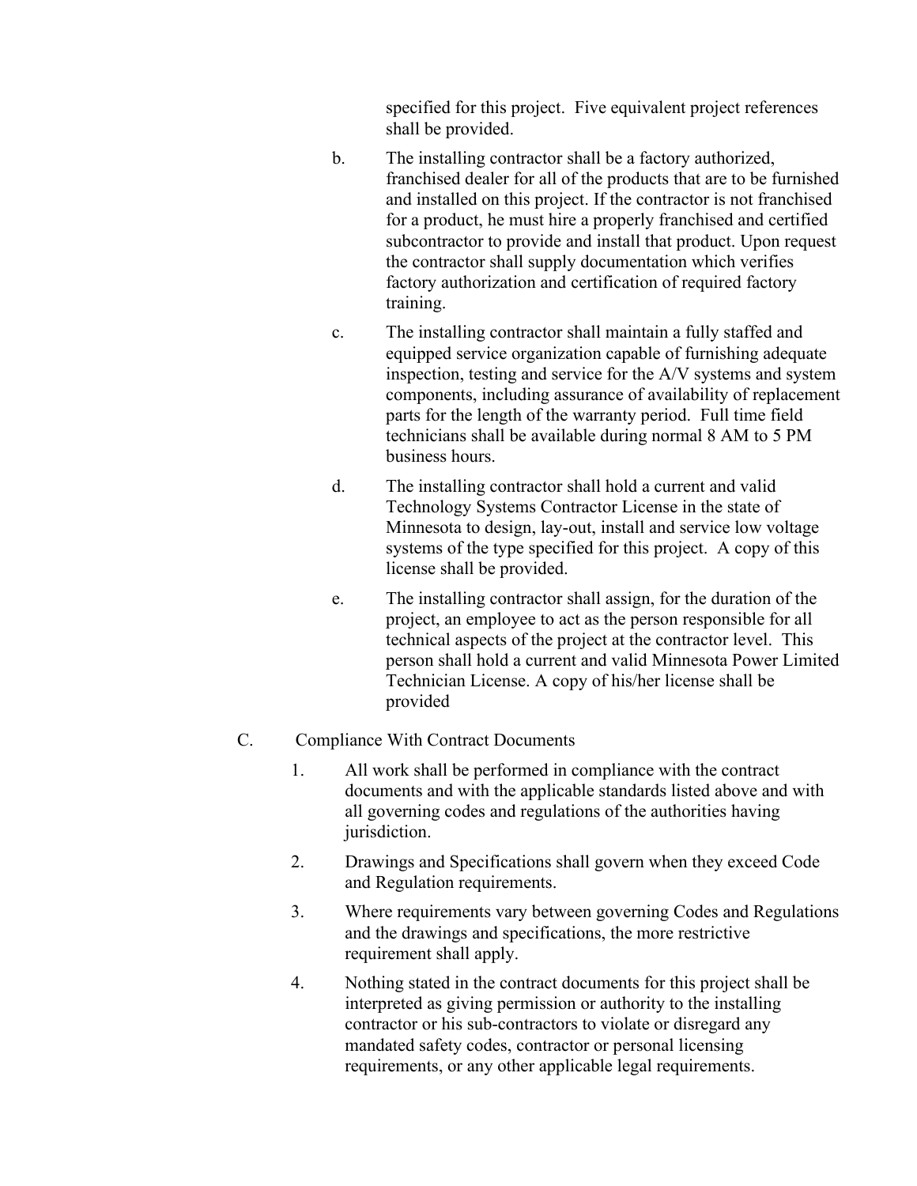specified for this project. Five equivalent project references shall be provided.

b. The installing contractor shall be a factory authorized, franchised dealer for all of the products that are to be furnished and installed on this project. If the contractor is not franchised for a product, he must hire a properly franchised and certified subcontractor to provide and install that product. Upon request the contractor shall supply documentation which verifies factory authorization and certification of required factory training.

c. The installing contractor shall maintain a fully staffed and equipped service organization capable of furnishing adequate inspection, testing and service for the A/V systems and system components, including assurance of availability of replacement parts for the length of the warranty period. Full time field technicians shall be available during normal 8 AM to 5 PM business hours.

d. The installing contractor shall hold a current and valid Technology Systems Contractor License in the state of Minnesota to design, lay-out, install and service low voltage systems of the type specified for this project. A copy of this license shall be provided.

e. The installing contractor shall assign, for the duration of the project, an employee to act as the person responsible for all technical aspects of the project at the contractor level. This person shall hold a current and valid Minnesota Power Limited Technician License. A copy of his/her license shall be provided

C. Compliance With Contract Documents

1. All work shall be performed in compliance with the contract documents and with the applicable standards listed above and with all governing codes and regulations of the authorities having jurisdiction.

2. Drawings and Specifications shall govern when they exceed Code and Regulation requirements.

3. Where requirements vary between governing Codes and Regulations and the drawings and specifications, the more restrictive requirement shall apply.

4. Nothing stated in the contract documents for this project shall be interpreted as giving permission or authority to the installing contractor or his sub-contractors to violate or disregard any mandated safety codes, contractor or personal licensing requirements, or any other applicable legal requirements.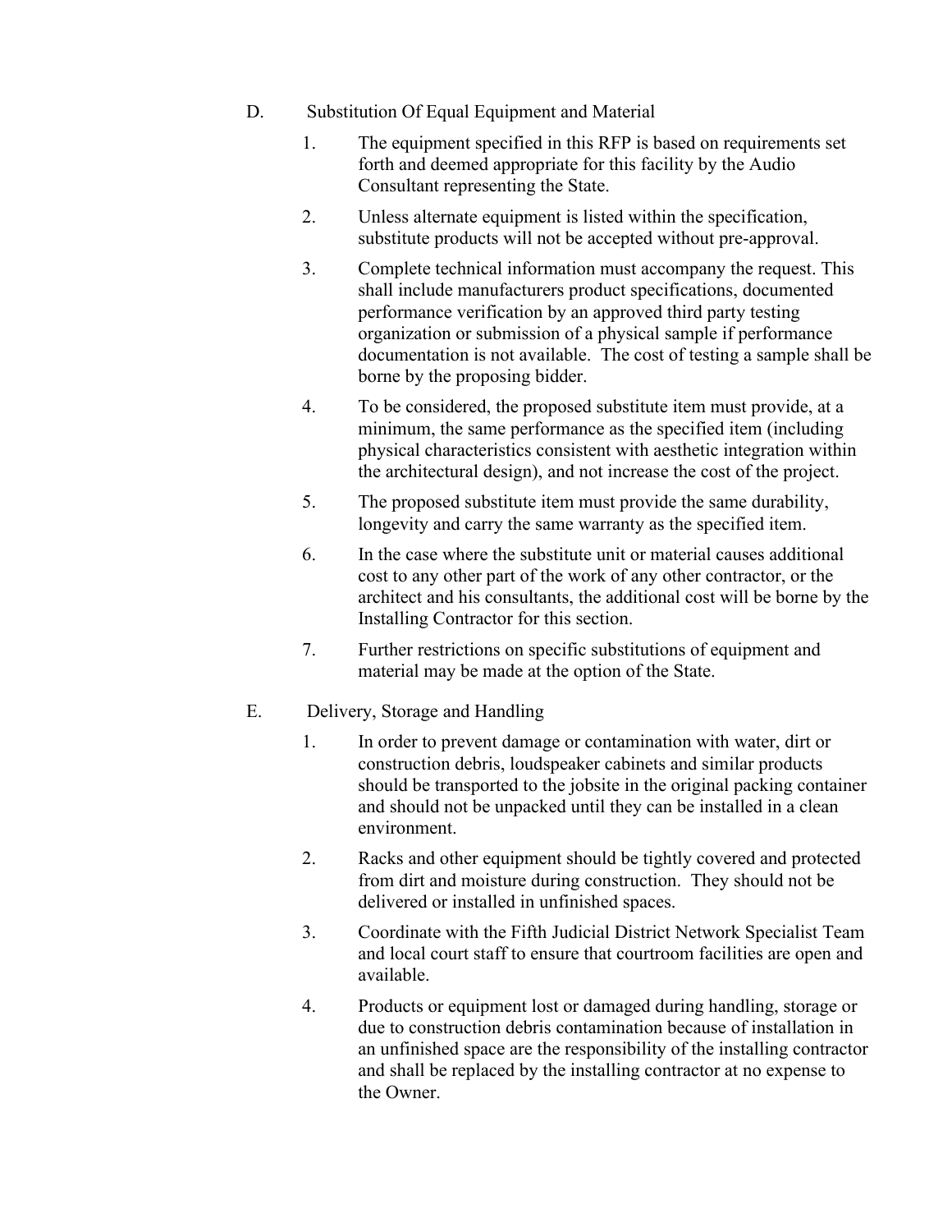D. Substitution Of Equal Equipment and Material

1. The equipment specified in this RFP is based on requirements set forth and deemed appropriate for this facility by the Audio Consultant representing the State.

2. Unless alternate equipment is listed within the specification, substitute products will not be accepted without pre-approval.

3. Complete technical information must accompany the request. This shall include manufacturers product specifications, documented performance verification by an approved third party testing organization or submission of a physical sample if performance documentation is not available. The cost of testing a sample shall be borne by the proposing bidder.

4. To be considered, the proposed substitute item must provide, at a minimum, the same performance as the specified item (including physical characteristics consistent with aesthetic integration within the architectural design), and not increase the cost of the project.

5. The proposed substitute item must provide the same durability, longevity and carry the same warranty as the specified item.

6. In the case where the substitute unit or material causes additional cost to any other part of the work of any other contractor, or the architect and his consultants, the additional cost will be borne by the Installing Contractor for this section.

7. Further restrictions on specific substitutions of equipment and material may be made at the option of the State.

E. Delivery, Storage and Handling

1. In order to prevent damage or contamination with water, dirt or construction debris, loudspeaker cabinets and similar products should be transported to the jobsite in the original packing container and should not be unpacked until they can be installed in a clean environment.

2. Racks and other equipment should be tightly covered and protected from dirt and moisture during construction. They should not be delivered or installed in unfinished spaces.

3. Coordinate with the Fifth Judicial District Network Specialist Team and local court staff to ensure that courtroom facilities are open and available.

4. Products or equipment lost or damaged during handling, storage or due to construction debris contamination because of installation in an unfinished space are the responsibility of the installing contractor and shall be replaced by the installing contractor at no expense to the Owner.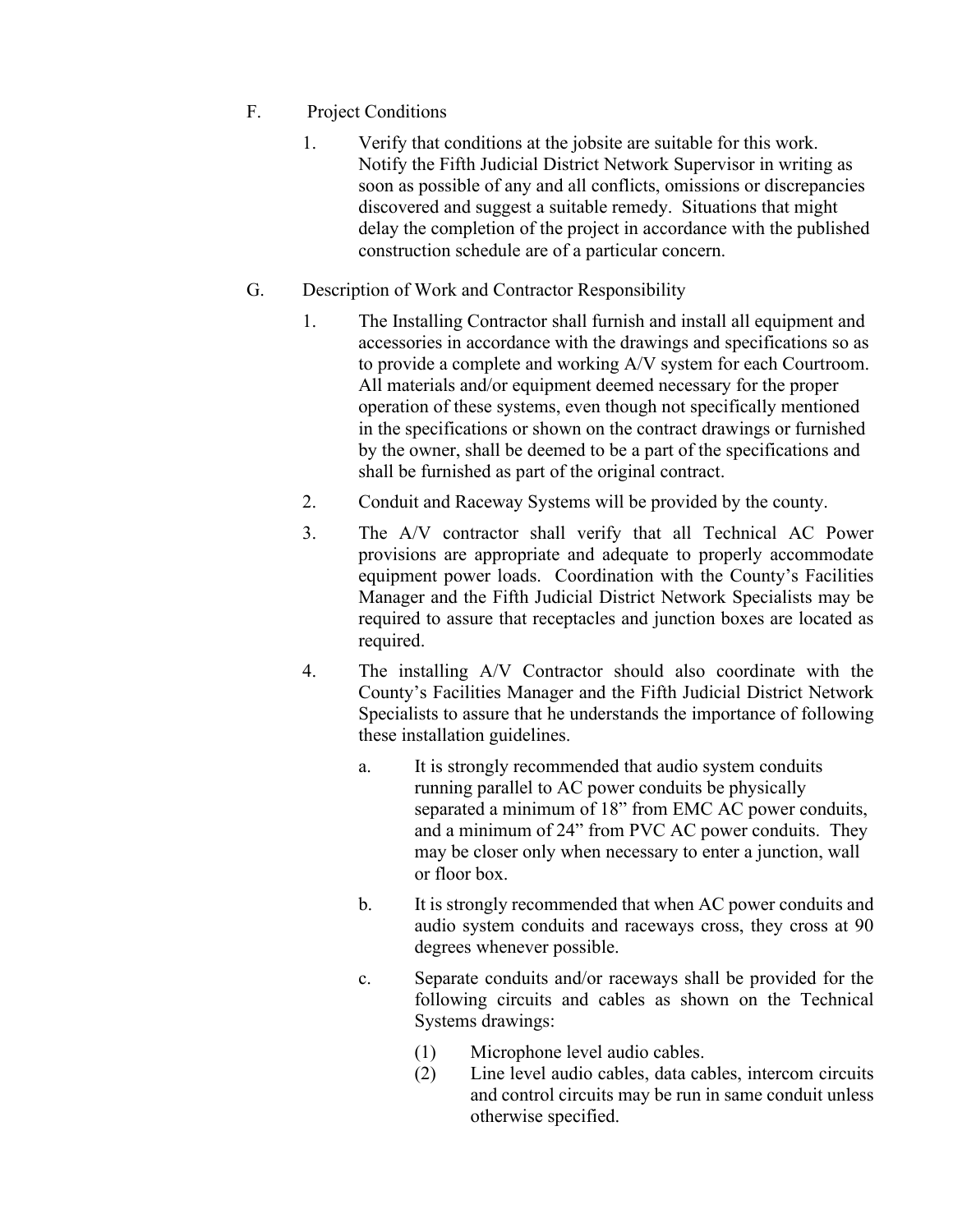F. Project Conditions

1. Verify that conditions at the jobsite are suitable for this work. Notify the Fifth Judicial District Network Supervisor in writing as soon as possible of any and all conflicts, omissions or discrepancies discovered and suggest a suitable remedy. Situations that might delay the completion of the project in accordance with the published construction schedule are of a particular concern.

G. Description of Work and Contractor Responsibility

1. The Installing Contractor shall furnish and install all equipment and accessories in accordance with the drawings and specifications so as to provide a complete and working A/V system for each Courtroom. All materials and/or equipment deemed necessary for the proper operation of these systems, even though not specifically mentioned in the specifications or shown on the contract drawings or furnished by the owner, shall be deemed to be a part of the specifications and shall be furnished as part of the original contract.

2. Conduit and Raceway Systems will be provided by the county.

3. The A/V contractor shall verify that all Technical AC Power provisions are appropriate and adequate to properly accommodate equipment power loads. Coordination with the County's Facilities Manager and the Fifth Judicial District Network Specialists may be required to assure that receptacles and junction boxes are located as required.

4. The installing A/V Contractor should also coordinate with the County's Facilities Manager and the Fifth Judicial District Network Specialists to assure that he understands the importance of following these installation guidelines.

   a. It is strongly recommended that audio system conduits running parallel to AC power conduits be physically separated a minimum of 18" from EMC AC power conduits, and a minimum of 24" from PVC AC power conduits. They may be closer only when necessary to enter a junction, wall or floor box.

   b. It is strongly recommended that when AC power conduits and audio system conduits and raceways cross, they cross at 90 degrees whenever possible.

   c. Separate conduits and/or raceways shall be provided for the following circuits and cables as shown on the Technical Systems drawings:

      (1) Microphone level audio cables.

      (2) Line level audio cables, data cables, intercom circuits and control circuits may be run in same conduit unless otherwise specified.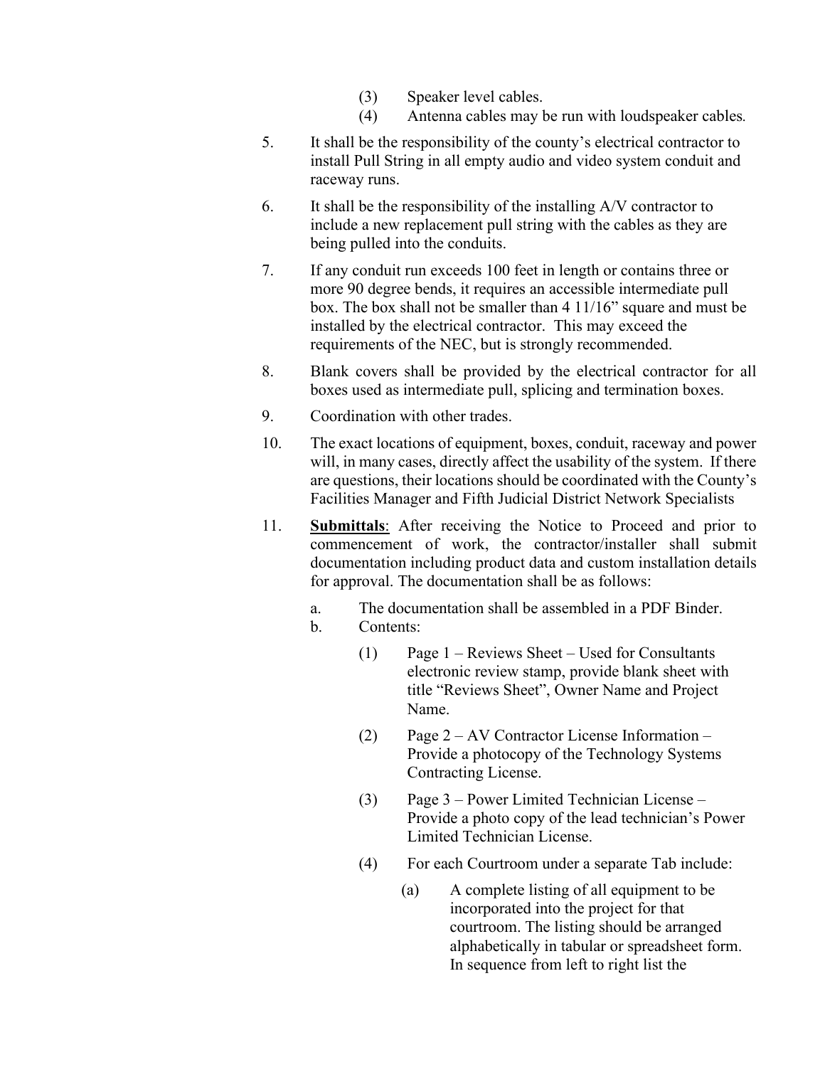(3) Speaker level cables.
(4) Antenna cables may be run with loudspeaker cables.

5. It shall be the responsibility of the county's electrical contractor to install Pull String in all empty audio and video system conduit and raceway runs.

6. It shall be the responsibility of the installing A/V contractor to include a new replacement pull string with the cables as they are being pulled into the conduits.

7. If any conduit run exceeds 100 feet in length or contains three or more 90 degree bends, it requires an accessible intermediate pull box. The box shall not be smaller than 4 11/16" square and must be installed by the electrical contractor. This may exceed the requirements of the NEC, but is strongly recommended.

8. Blank covers shall be provided by the electrical contractor for all boxes used as intermediate pull, splicing and termination boxes.

9. Coordination with other trades.

10. The exact locations of equipment, boxes, conduit, raceway and power will, in many cases, directly affect the usability of the system. If there are questions, their locations should be coordinated with the County's Facilities Manager and Fifth Judicial District Network Specialists

11. **Submittals**: After receiving the Notice to Proceed and prior to commencement of work, the contractor/installer shall submit documentation including product data and custom installation details for approval. The documentation shall be as follows:

    a. The documentation shall be assembled in a PDF Binder.
    b. Contents:

        (1) Page 1 – Reviews Sheet – Used for Consultants electronic review stamp, provide blank sheet with title "Reviews Sheet", Owner Name and Project Name.

        (2) Page 2 – AV Contractor License Information – Provide a photocopy of the Technology Systems Contracting License.

        (3) Page 3 – Power Limited Technician License – Provide a photo copy of the lead technician's Power Limited Technician License.

        (4) For each Courtroom under a separate Tab include:

            (a) A complete listing of all equipment to be incorporated into the project for that courtroom. The listing should be arranged alphabetically in tabular or spreadsheet form. In sequence from left to right list the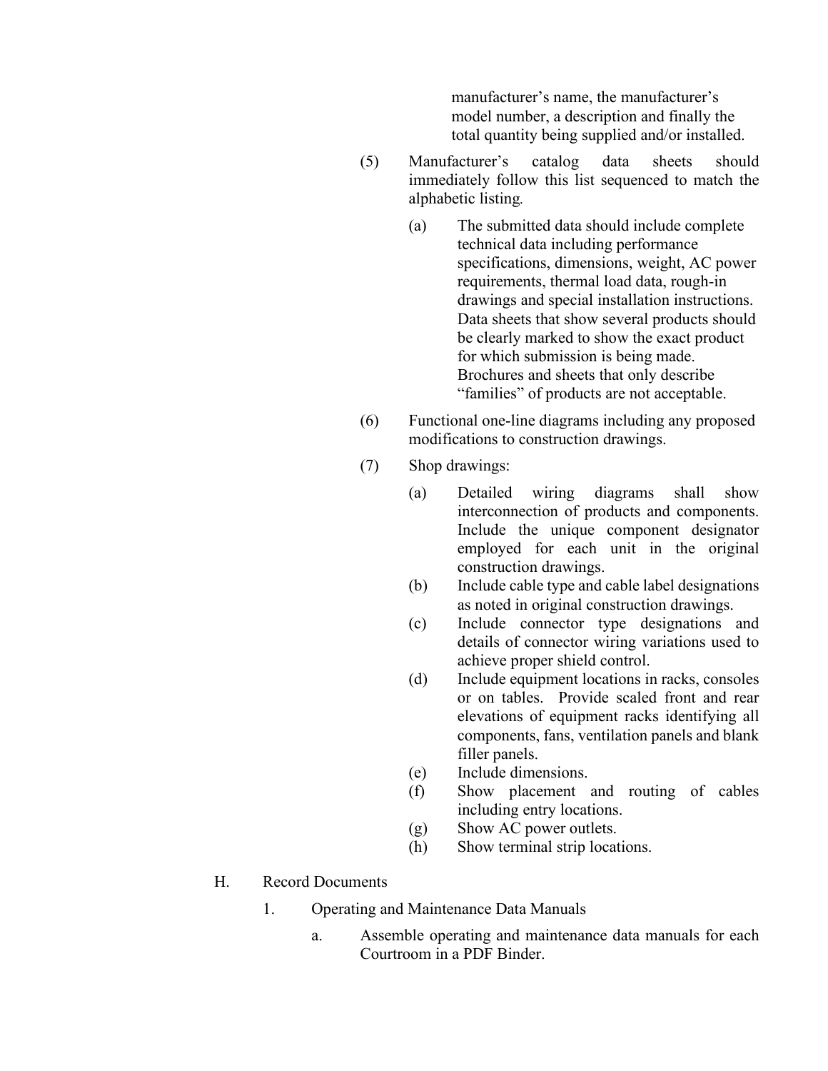manufacturer's name, the manufacturer's model number, a description and finally the total quantity being supplied and/or installed.

(5) Manufacturer's catalog data sheets should immediately follow this list sequenced to match the alphabetic listing.

(a) The submitted data should include complete technical data including performance specifications, dimensions, weight, AC power requirements, thermal load data, rough-in drawings and special installation instructions. Data sheets that show several products should be clearly marked to show the exact product for which submission is being made. Brochures and sheets that only describe "families" of products are not acceptable.

(6) Functional one-line diagrams including any proposed modifications to construction drawings.

(7) Shop drawings:

(a) Detailed wiring diagrams shall show interconnection of products and components. Include the unique component designator employed for each unit in the original construction drawings.
(b) Include cable type and cable label designations as noted in original construction drawings.
(c) Include connector type designations and details of connector wiring variations used to achieve proper shield control.
(d) Include equipment locations in racks, consoles or on tables. Provide scaled front and rear elevations of equipment racks identifying all components, fans, ventilation panels and blank filler panels.
(e) Include dimensions.
(f) Show placement and routing of cables including entry locations.
(g) Show AC power outlets.
(h) Show terminal strip locations.

H. Record Documents

1. Operating and Maintenance Data Manuals

a. Assemble operating and maintenance data manuals for each Courtroom in a PDF Binder.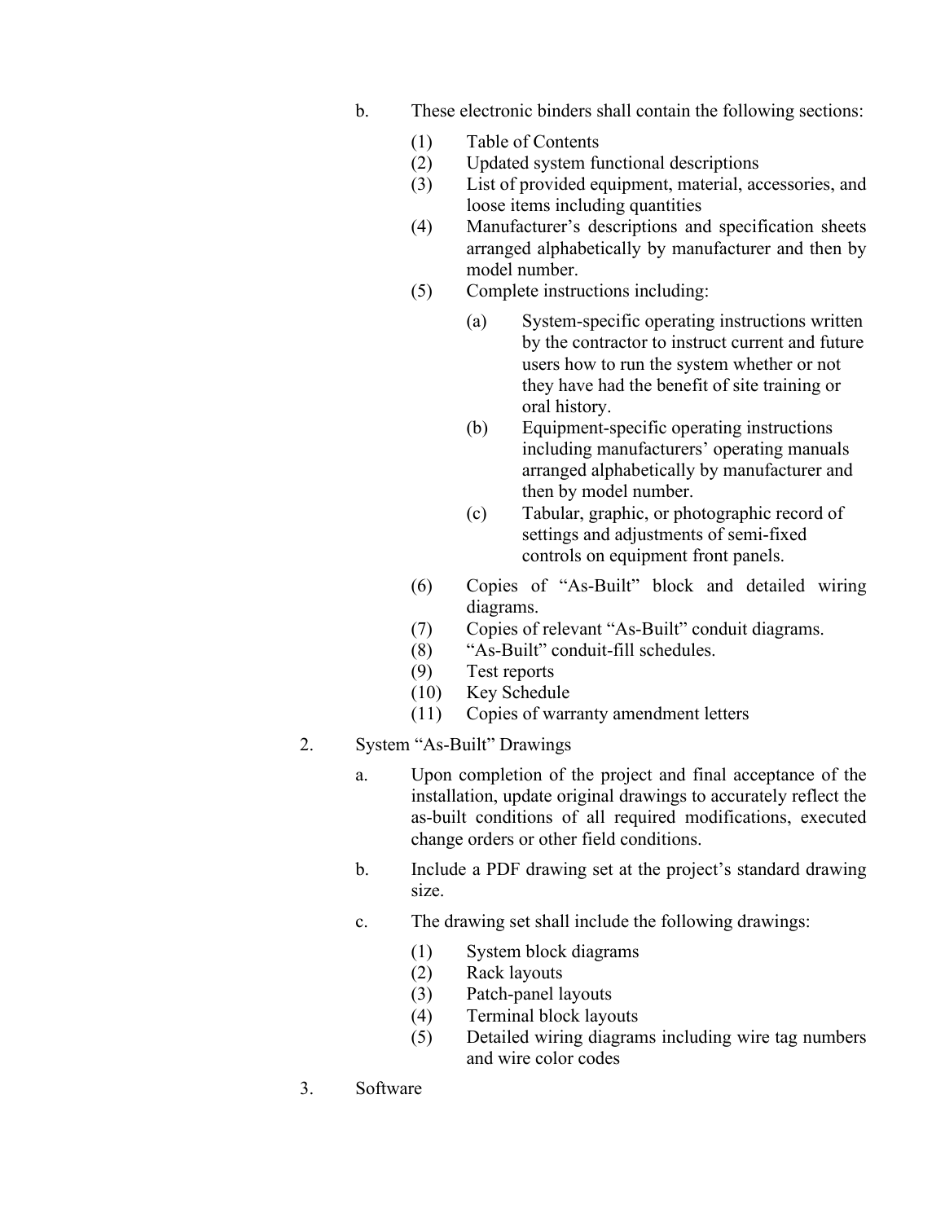b. These electronic binders shall contain the following sections:

    (1) Table of Contents
    (2) Updated system functional descriptions
    (3) List of provided equipment, material, accessories, and loose items including quantities
    (4) Manufacturer's descriptions and specification sheets arranged alphabetically by manufacturer and then by model number.
    (5) Complete instructions including:

        (a) System-specific operating instructions written by the contractor to instruct current and future users how to run the system whether or not they have had the benefit of site training or oral history.
        (b) Equipment-specific operating instructions including manufacturers' operating manuals arranged alphabetically by manufacturer and then by model number.
        (c) Tabular, graphic, or photographic record of settings and adjustments of semi-fixed controls on equipment front panels.

    (6) Copies of "As-Built" block and detailed wiring diagrams.
    (7) Copies of relevant "As-Built" conduit diagrams.
    (8) "As-Built" conduit-fill schedules.
    (9) Test reports
    (10) Key Schedule
    (11) Copies of warranty amendment letters

2. System "As-Built" Drawings

    a. Upon completion of the project and final acceptance of the installation, update original drawings to accurately reflect the as-built conditions of all required modifications, executed change orders or other field conditions.

    b. Include a PDF drawing set at the project's standard drawing size.

    c. The drawing set shall include the following drawings:

        (1) System block diagrams
        (2) Rack layouts
        (3) Patch-panel layouts
        (4) Terminal block layouts
        (5) Detailed wiring diagrams including wire tag numbers and wire color codes

3. Software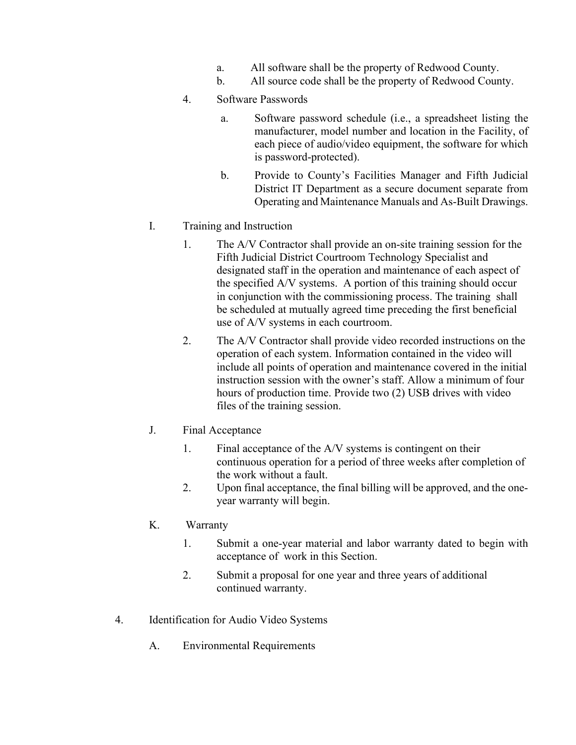a. All software shall be the property of Redwood County.
b. All source code shall be the property of Redwood County.

4. Software Passwords

   a. Software password schedule (i.e., a spreadsheet listing the manufacturer, model number and location in the Facility, of each piece of audio/video equipment, the software for which is password-protected).

   b. Provide to County's Facilities Manager and Fifth Judicial District IT Department as a secure document separate from Operating and Maintenance Manuals and As-Built Drawings.

I. Training and Instruction

   1. The A/V Contractor shall provide an on-site training session for the Fifth Judicial District Courtroom Technology Specialist and designated staff in the operation and maintenance of each aspect of the specified A/V systems. A portion of this training should occur in conjunction with the commissioning process. The training shall be scheduled at mutually agreed time preceding the first beneficial use of A/V systems in each courtroom.

   2. The A/V Contractor shall provide video recorded instructions on the operation of each system. Information contained in the video will include all points of operation and maintenance covered in the initial instruction session with the owner's staff. Allow a minimum of four hours of production time. Provide two (2) USB drives with video files of the training session.

J. Final Acceptance

   1. Final acceptance of the A/V systems is contingent on their continuous operation for a period of three weeks after completion of the work without a fault.
   2. Upon final acceptance, the final billing will be approved, and the one-year warranty will begin.

K. Warranty

   1. Submit a one-year material and labor warranty dated to begin with acceptance of work in this Section.

   2. Submit a proposal for one year and three years of additional continued warranty.

4. Identification for Audio Video Systems

   A. Environmental Requirements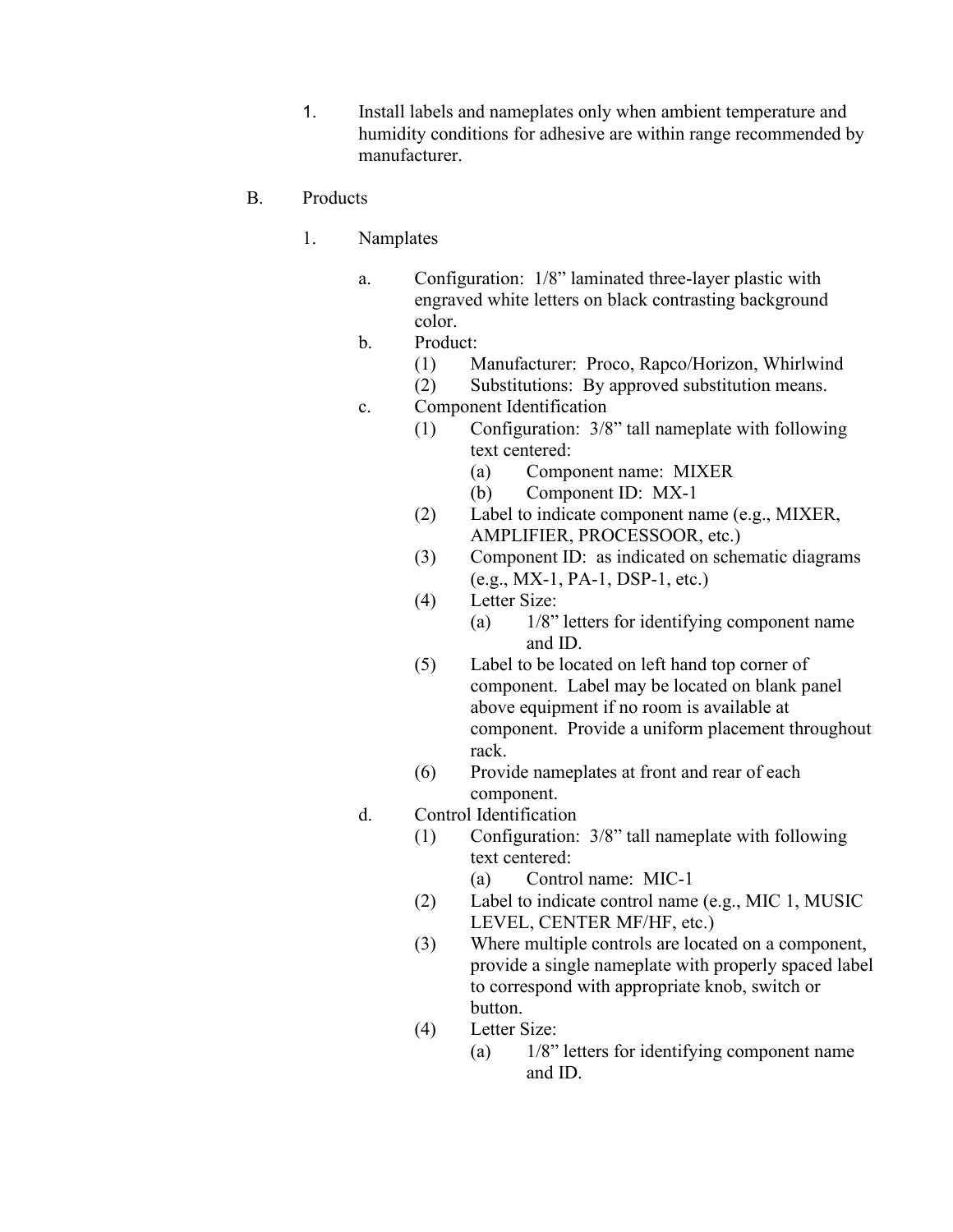1. Install labels and nameplates only when ambient temperature and humidity conditions for adhesive are within range recommended by manufacturer.

B. Products

1. Namplates

   a. Configuration: 1/8" laminated three-layer plastic with engraved white letters on black contrasting background color.

   b. Product:
      - (1) Manufacturer: Proco, Rapco/Horizon, Whirlwind
      - (2) Substitutions: By approved substitution means.

   c. Component Identification
      - (1) Configuration: 3/8" tall nameplate with following text centered:
         - (a) Component name: MIXER
         - (b) Component ID: MX-1
      - (2) Label to indicate component name (e.g., MIXER, AMPLIFIER, PROCESSOOR, etc.)
      - (3) Component ID: as indicated on schematic diagrams (e.g., MX-1, PA-1, DSP-1, etc.)
      - (4) Letter Size:
         - (a) 1/8" letters for identifying component name and ID.
      - (5) Label to be located on left hand top corner of component. Label may be located on blank panel above equipment if no room is available at component. Provide a uniform placement throughout rack.
      - (6) Provide nameplates at front and rear of each component.

   d. Control Identification
      - (1) Configuration: 3/8" tall nameplate with following text centered:
         - (a) Control name: MIC-1
      - (2) Label to indicate control name (e.g., MIC 1, MUSIC LEVEL, CENTER MF/HF, etc.)
      - (3) Where multiple controls are located on a component, provide a single nameplate with properly spaced label to correspond with appropriate knob, switch or button.
      - (4) Letter Size:
         - (a) 1/8" letters for identifying component name and ID.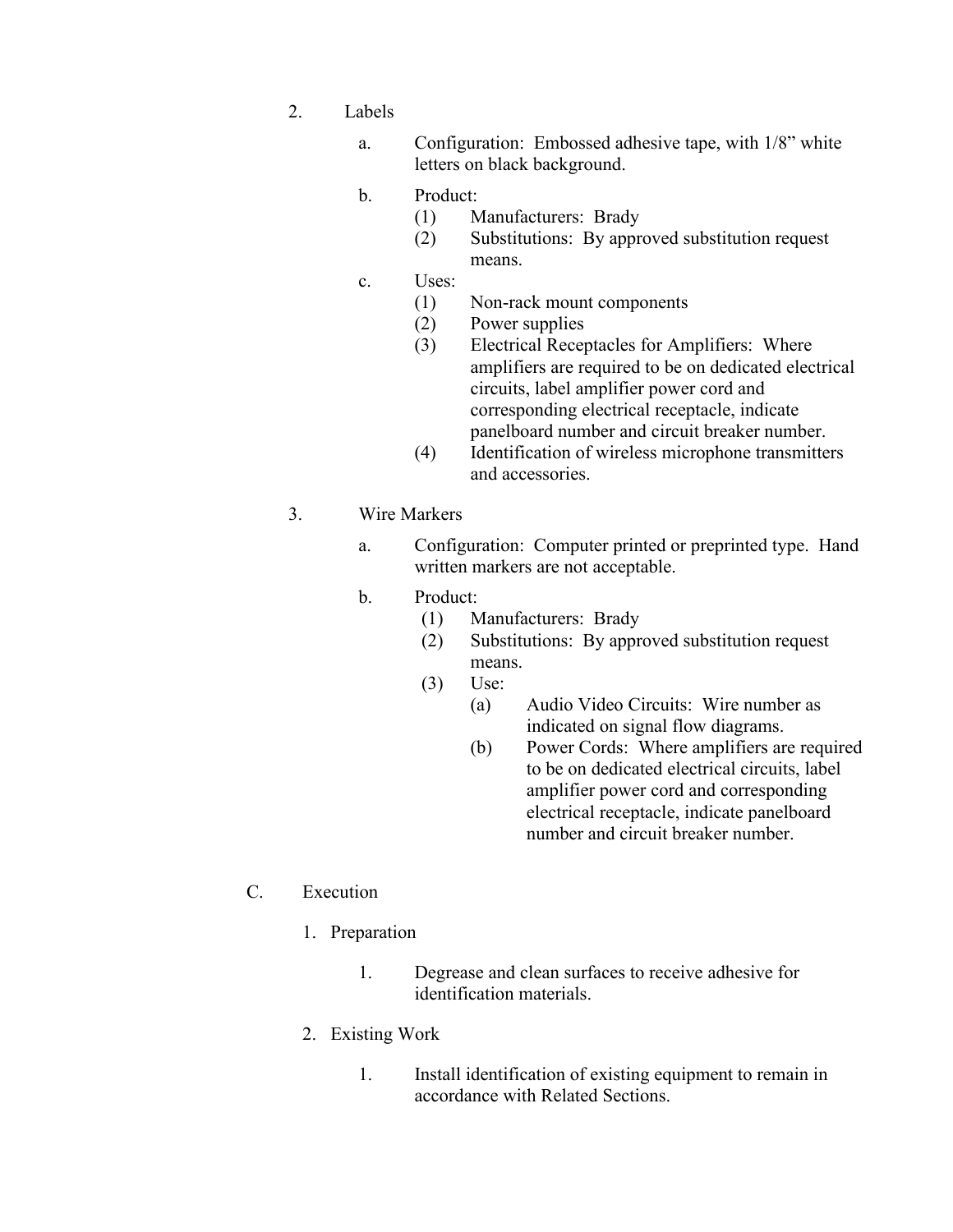2. Labels

   a. Configuration: Embossed adhesive tape, with 1/8" white letters on black background.

   b. Product:
      (1) Manufacturers: Brady
      (2) Substitutions: By approved substitution request means.

   c. Uses:
      (1) Non-rack mount components
      (2) Power supplies
      (3) Electrical Receptacles for Amplifiers: Where amplifiers are required to be on dedicated electrical circuits, label amplifier power cord and corresponding electrical receptacle, indicate panelboard number and circuit breaker number.
      (4) Identification of wireless microphone transmitters and accessories.

3. Wire Markers

   a. Configuration: Computer printed or preprinted type. Hand written markers are not acceptable.

   b. Product:
      (1) Manufacturers: Brady
      (2) Substitutions: By approved substitution request means.
      (3) Use:
         (a) Audio Video Circuits: Wire number as indicated on signal flow diagrams.
         (b) Power Cords: Where amplifiers are required to be on dedicated electrical circuits, label amplifier power cord and corresponding electrical receptacle, indicate panelboard number and circuit breaker number.

C. Execution

   1. Preparation

      1. Degrease and clean surfaces to receive adhesive for identification materials.

   2. Existing Work

      1. Install identification of existing equipment to remain in accordance with Related Sections.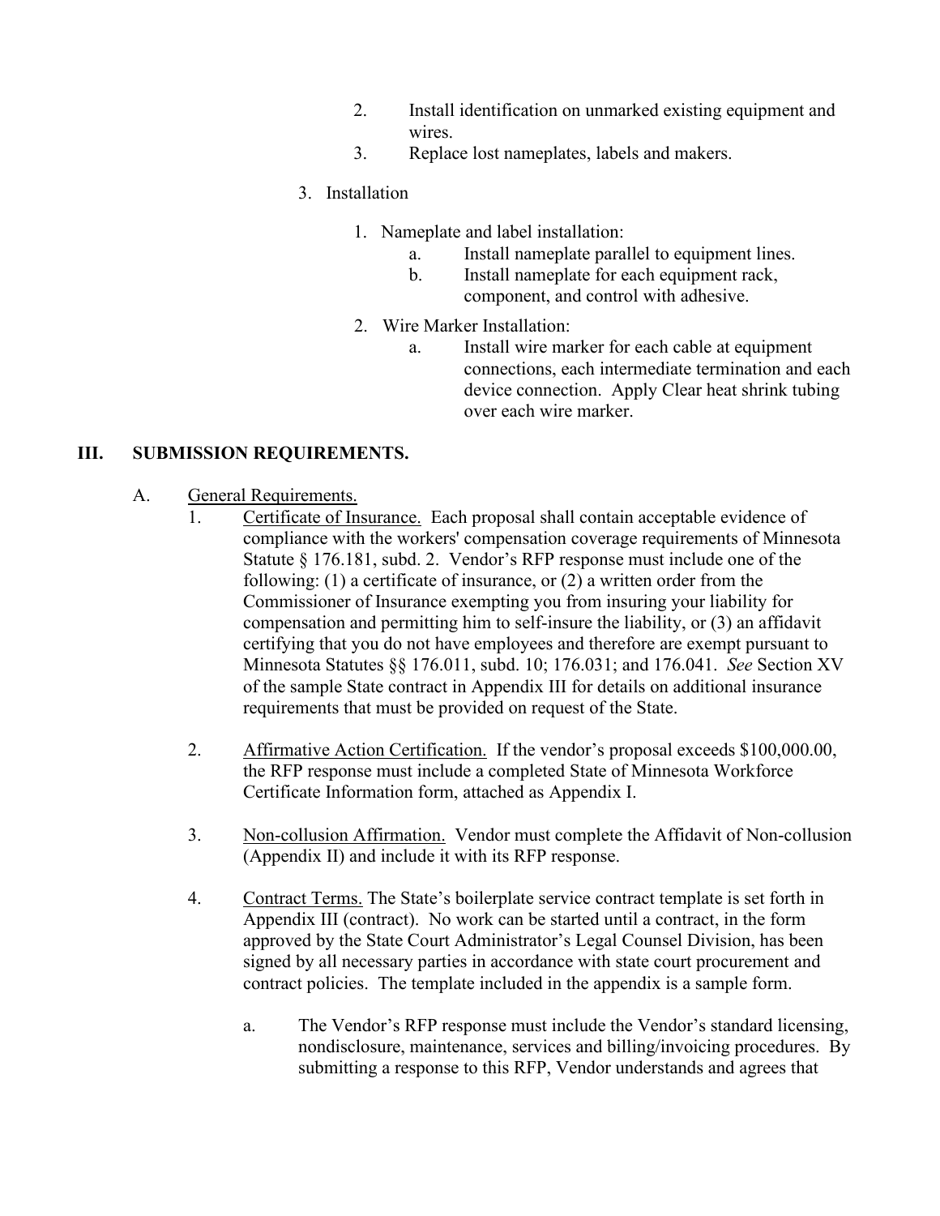2. Install identification on unmarked existing equipment and wires.
3. Replace lost nameplates, labels and makers.

3. Installation

   1. Nameplate and label installation:
      a. Install nameplate parallel to equipment lines.
      b. Install nameplate for each equipment rack, component, and control with adhesive.

   2. Wire Marker Installation:
      a. Install wire marker for each cable at equipment connections, each intermediate termination and each device connection. Apply Clear heat shrink tubing over each wire marker.

## III. SUBMISSION REQUIREMENTS.

A. General Requirements.

1. Certificate of Insurance. Each proposal shall contain acceptable evidence of compliance with the workers' compensation coverage requirements of Minnesota Statute § 176.181, subd. 2. Vendor's RFP response must include one of the following: (1) a certificate of insurance, or (2) a written order from the Commissioner of Insurance exempting you from insuring your liability for compensation and permitting him to self-insure the liability, or (3) an affidavit certifying that you do not have employees and therefore are exempt pursuant to Minnesota Statutes §§ 176.011, subd. 10; 176.031; and 176.041. *See* Section XV of the sample State contract in Appendix III for details on additional insurance requirements that must be provided on request of the State.

2. Affirmative Action Certification. If the vendor's proposal exceeds $100,000.00, the RFP response must include a completed State of Minnesota Workforce Certificate Information form, attached as Appendix I.

3. Non-collusion Affirmation. Vendor must complete the Affidavit of Non-collusion (Appendix II) and include it with its RFP response.

4. Contract Terms. The State's boilerplate service contract template is set forth in Appendix III (contract). No work can be started until a contract, in the form approved by the State Court Administrator's Legal Counsel Division, has been signed by all necessary parties in accordance with state court procurement and contract policies. The template included in the appendix is a sample form.

   a. The Vendor's RFP response must include the Vendor's standard licensing, nondisclosure, maintenance, services and billing/invoicing procedures. By submitting a response to this RFP, Vendor understands and agrees that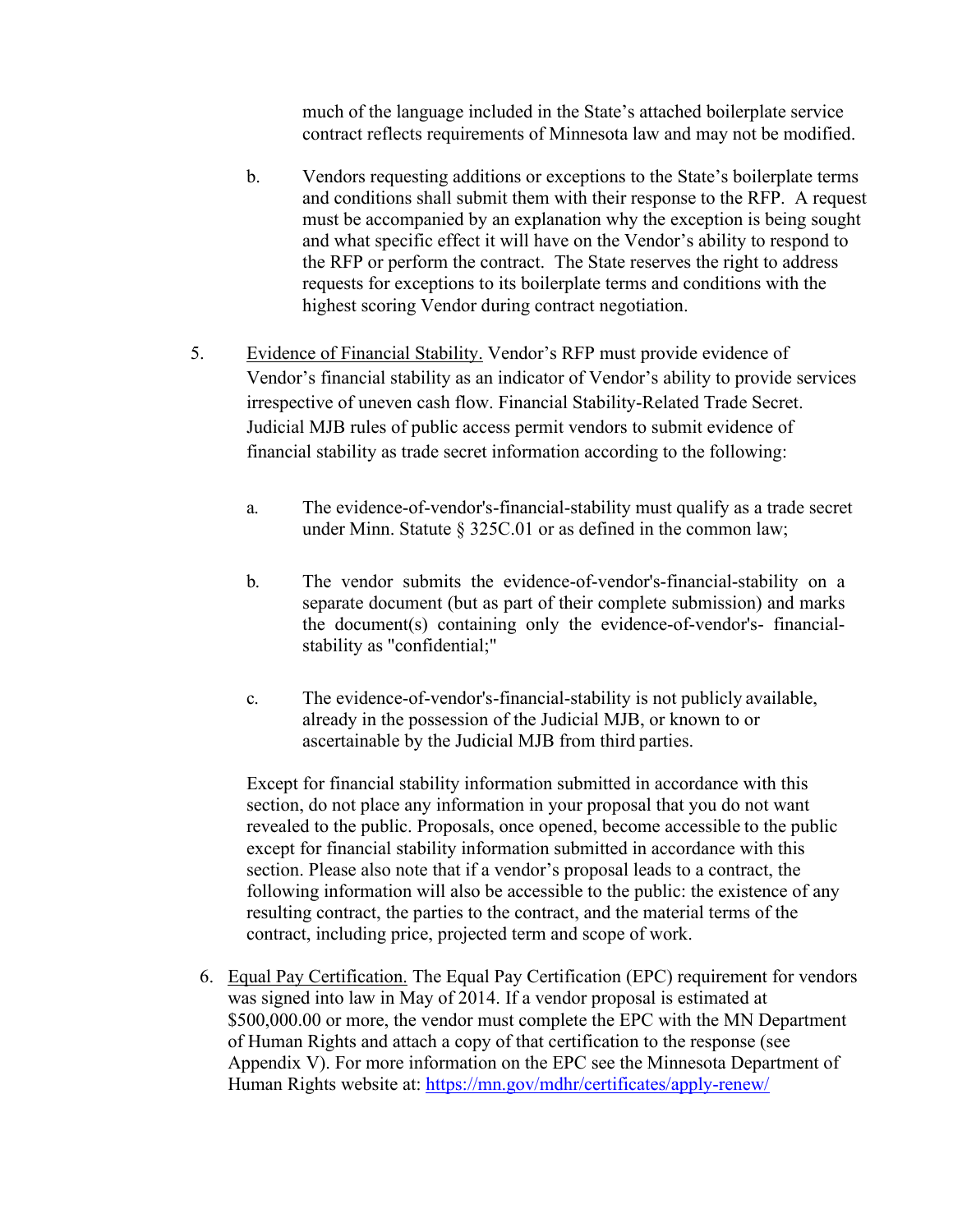much of the language included in the State's attached boilerplate service contract reflects requirements of Minnesota law and may not be modified.

b. Vendors requesting additions or exceptions to the State's boilerplate terms and conditions shall submit them with their response to the RFP. A request must be accompanied by an explanation why the exception is being sought and what specific effect it will have on the Vendor's ability to respond to the RFP or perform the contract. The State reserves the right to address requests for exceptions to its boilerplate terms and conditions with the highest scoring Vendor during contract negotiation.

5. Evidence of Financial Stability. Vendor's RFP must provide evidence of Vendor's financial stability as an indicator of Vendor's ability to provide services irrespective of uneven cash flow. Financial Stability-Related Trade Secret. Judicial MJB rules of public access permit vendors to submit evidence of financial stability as trade secret information according to the following:

   a. The evidence-of-vendor's-financial-stability must qualify as a trade secret under Minn. Statute § 325C.01 or as defined in the common law;

   b. The vendor submits the evidence-of-vendor's-financial-stability on a separate document (but as part of their complete submission) and marks the document(s) containing only the evidence-of-vendor's- financial-stability as "confidential;"

   c. The evidence-of-vendor's-financial-stability is not publicly available, already in the possession of the Judicial MJB, or known to or ascertainable by the Judicial MJB from third parties.

   Except for financial stability information submitted in accordance with this section, do not place any information in your proposal that you do not want revealed to the public. Proposals, once opened, become accessible to the public except for financial stability information submitted in accordance with this section. Please also note that if a vendor's proposal leads to a contract, the following information will also be accessible to the public: the existence of any resulting contract, the parties to the contract, and the material terms of the contract, including price, projected term and scope of work.

6. Equal Pay Certification. The Equal Pay Certification (EPC) requirement for vendors was signed into law in May of 2014. If a vendor proposal is estimated at $500,000.00 or more, the vendor must complete the EPC with the MN Department of Human Rights and attach a copy of that certification to the response (see Appendix V). For more information on the EPC see the Minnesota Department of Human Rights website at: https://mn.gov/mdhr/certificates/apply-renew/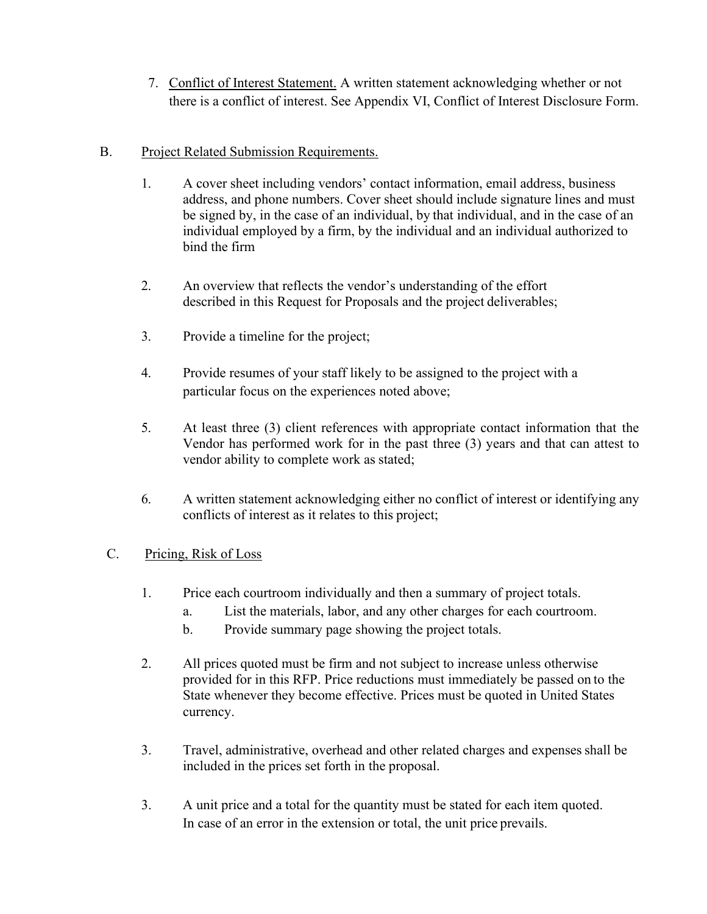7. <u>Conflict of Interest Statement.</u> A written statement acknowledging whether or not there is a conflict of interest. See Appendix VI, Conflict of Interest Disclosure Form.

B. <u>Project Related Submission Requirements.</u>

1. A cover sheet including vendors' contact information, email address, business address, and phone numbers. Cover sheet should include signature lines and must be signed by, in the case of an individual, by that individual, and in the case of an individual employed by a firm, by the individual and an individual authorized to bind the firm

2. An overview that reflects the vendor's understanding of the effort described in this Request for Proposals and the project deliverables;

3. Provide a timeline for the project;

4. Provide resumes of your staff likely to be assigned to the project with a particular focus on the experiences noted above;

5. At least three (3) client references with appropriate contact information that the Vendor has performed work for in the past three (3) years and that can attest to vendor ability to complete work as stated;

6. A written statement acknowledging either no conflict of interest or identifying any conflicts of interest as it relates to this project;

C. <u>Pricing, Risk of Loss</u>

1. Price each courtroom individually and then a summary of project totals.
   a. List the materials, labor, and any other charges for each courtroom.
   b. Provide summary page showing the project totals.

2. All prices quoted must be firm and not subject to increase unless otherwise provided for in this RFP. Price reductions must immediately be passed on to the State whenever they become effective. Prices must be quoted in United States currency.

3. Travel, administrative, overhead and other related charges and expenses shall be included in the prices set forth in the proposal.

3. A unit price and a total for the quantity must be stated for each item quoted. In case of an error in the extension or total, the unit price prevails.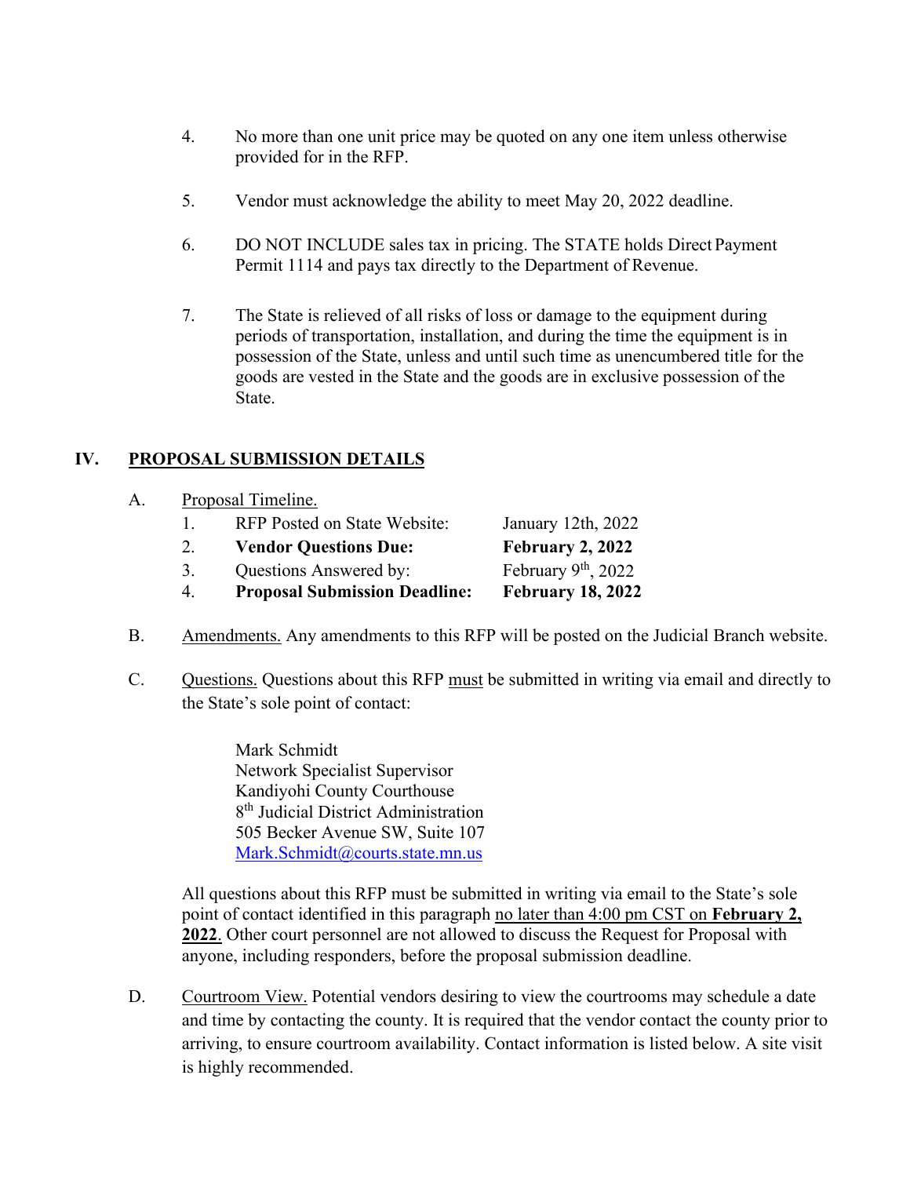4. No more than one unit price may be quoted on any one item unless otherwise provided for in the RFP.

5. Vendor must acknowledge the ability to meet May 20, 2022 deadline.

6. DO NOT INCLUDE sales tax in pricing. The STATE holds Direct Payment Permit 1114 and pays tax directly to the Department of Revenue.

7. The State is relieved of all risks of loss or damage to the equipment during periods of transportation, installation, and during the time the equipment is in possession of the State, unless and until such time as unencumbered title for the goods are vested in the State and the goods are in exclusive possession of the State.

## IV. PROPOSAL SUBMISSION DETAILS

A. Proposal Timeline.

| | | |
|---|---|---|
| 1. | RFP Posted on State Website: | January 12th, 2022 |
| 2. | **Vendor Questions Due:** | **February 2, 2022** |
| 3. | Questions Answered by: | February 9th, 2022 |
| 4. | **Proposal Submission Deadline:** | **February 18, 2022** |

B. Amendments. Any amendments to this RFP will be posted on the Judicial Branch website.

C. Questions. Questions about this RFP must be submitted in writing via email and directly to the State's sole point of contact:

Mark Schmidt
Network Specialist Supervisor
Kandiyohi County Courthouse
8th Judicial District Administration
505 Becker Avenue SW, Suite 107
Mark.Schmidt@courts.state.mn.us

All questions about this RFP must be submitted in writing via email to the State's sole point of contact identified in this paragraph no later than 4:00 pm CST on **February 2, 2022**. Other court personnel are not allowed to discuss the Request for Proposal with anyone, including responders, before the proposal submission deadline.

D. Courtroom View. Potential vendors desiring to view the courtrooms may schedule a date and time by contacting the county. It is required that the vendor contact the county prior to arriving, to ensure courtroom availability. Contact information is listed below. A site visit is highly recommended.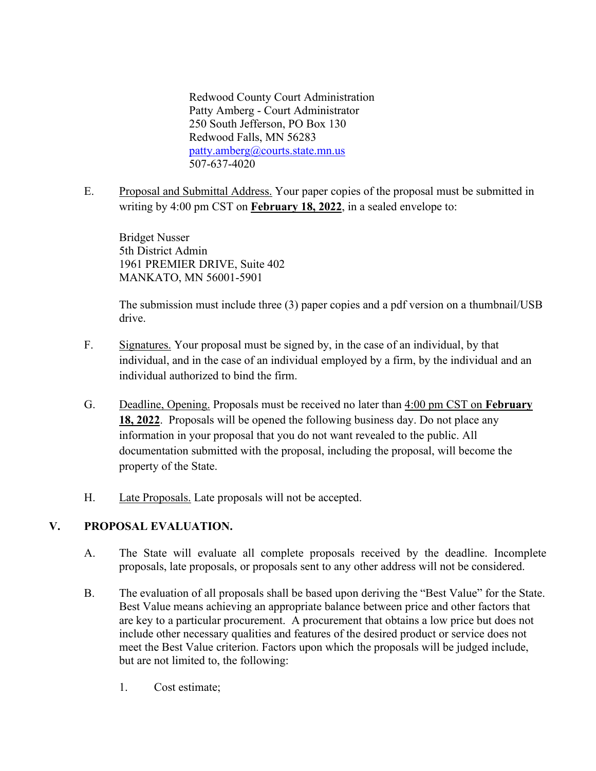Redwood County Court Administration
Patty Amberg - Court Administrator
250 South Jefferson, PO Box 130
Redwood Falls, MN 56283
patty.amberg@courts.state.mn.us
507-637-4020

E. Proposal and Submittal Address. Your paper copies of the proposal must be submitted in writing by 4:00 pm CST on **February 18, 2022**, in a sealed envelope to:

Bridget Nusser
5th District Admin
1961 PREMIER DRIVE, Suite 402
MANKATO, MN 56001-5901

The submission must include three (3) paper copies and a pdf version on a thumbnail/USB drive.

F. Signatures. Your proposal must be signed by, in the case of an individual, by that individual, and in the case of an individual employed by a firm, by the individual and an individual authorized to bind the firm.

G. Deadline, Opening. Proposals must be received no later than 4:00 pm CST on **February 18, 2022**. Proposals will be opened the following business day. Do not place any information in your proposal that you do not want revealed to the public. All documentation submitted with the proposal, including the proposal, will become the property of the State.

H. Late Proposals. Late proposals will not be accepted.

## V. PROPOSAL EVALUATION.

A. The State will evaluate all complete proposals received by the deadline. Incomplete proposals, late proposals, or proposals sent to any other address will not be considered.

B. The evaluation of all proposals shall be based upon deriving the "Best Value" for the State. Best Value means achieving an appropriate balance between price and other factors that are key to a particular procurement. A procurement that obtains a low price but does not include other necessary qualities and features of the desired product or service does not meet the Best Value criterion. Factors upon which the proposals will be judged include, but are not limited to, the following:

1. Cost estimate;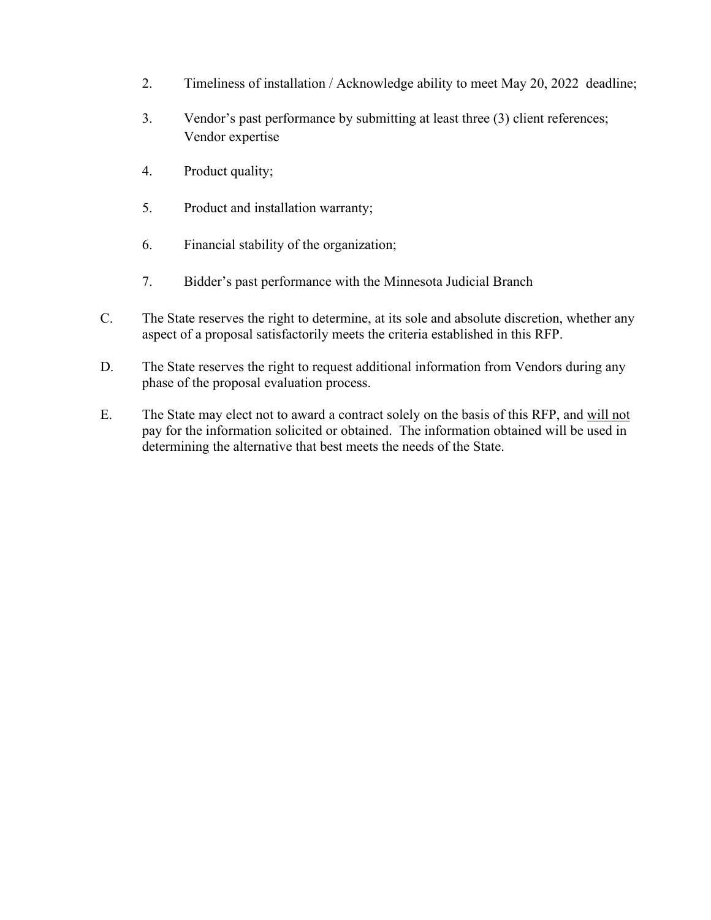2. Timeliness of installation / Acknowledge ability to meet May 20, 2022 deadline;

3. Vendor's past performance by submitting at least three (3) client references; Vendor expertise

4. Product quality;

5. Product and installation warranty;

6. Financial stability of the organization;

7. Bidder's past performance with the Minnesota Judicial Branch

C. The State reserves the right to determine, at its sole and absolute discretion, whether any aspect of a proposal satisfactorily meets the criteria established in this RFP.

D. The State reserves the right to request additional information from Vendors during any phase of the proposal evaluation process.

E. The State may elect not to award a contract solely on the basis of this RFP, and <u>will not</u> pay for the information solicited or obtained. The information obtained will be used in determining the alternative that best meets the needs of the State.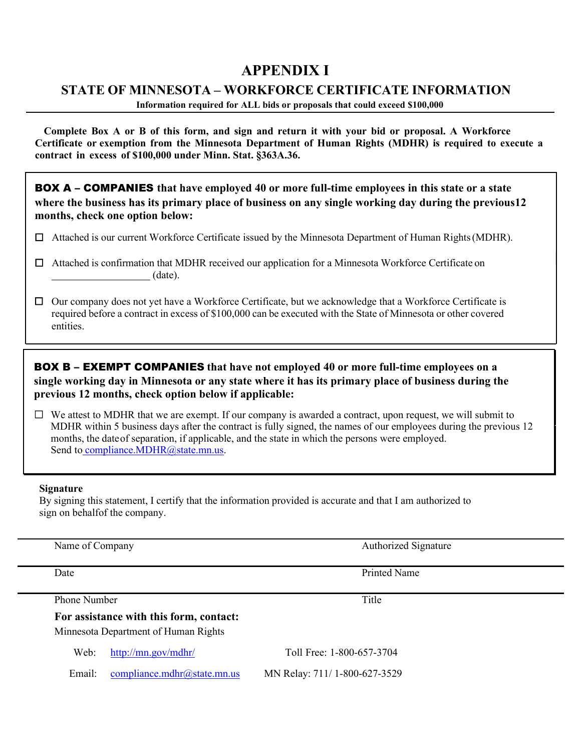# APPENDIX I

## STATE OF MINNESOTA – WORKFORCE CERTIFICATE INFORMATION

**Information required for ALL bids or proposals that could exceed $100,000**

**Complete Box A or B of this form, and sign and return it with your bid or proposal. A Workforce Certificate or exemption from the Minnesota Department of Human Rights (MDHR) is required to execute a contract in excess of $100,000 under Minn. Stat. §363A.36.**

**BOX A – COMPANIES that have employed 40 or more full-time employees in this state or a state where the business has its primary place of business on any single working day during the previous12 months, check one option below:**

☐ Attached is our current Workforce Certificate issued by the Minnesota Department of Human Rights (MDHR).

☐ Attached is confirmation that MDHR received our application for a Minnesota Workforce Certificate on ____________________ (date).

☐ Our company does not yet have a Workforce Certificate, but we acknowledge that a Workforce Certificate is required before a contract in excess of $100,000 can be executed with the State of Minnesota or other covered entities.

**BOX B – EXEMPT COMPANIES that have not employed 40 or more full-time employees on a single working day in Minnesota or any state where it has its primary place of business during the previous 12 months, check option below if applicable:**

☐ We attest to MDHR that we are exempt. If our company is awarded a contract, upon request, we will submit to MDHR within 5 business days after the contract is fully signed, the names of our employees during the previous 12 months, the date of separation, if applicable, and the state in which the persons were employed. Send to compliance.MDHR@state.mn.us.

**Signature**

By signing this statement, I certify that the information provided is accurate and that I am authorized to sign on behalf of the company.

| | |
|---|---|
| Name of Company | Authorized Signature |
| Date | Printed Name |
| Phone Number | Title |

**For assistance with this form, contact:**

Minnesota Department of Human Rights

| | | |
|---|---|---|
| Web: | http://mn.gov/mdhr/ | Toll Free: 1-800-657-3704 |
| Email: | compliance.mdhr@state.mn.us | MN Relay: 711/ 1-800-627-3529 |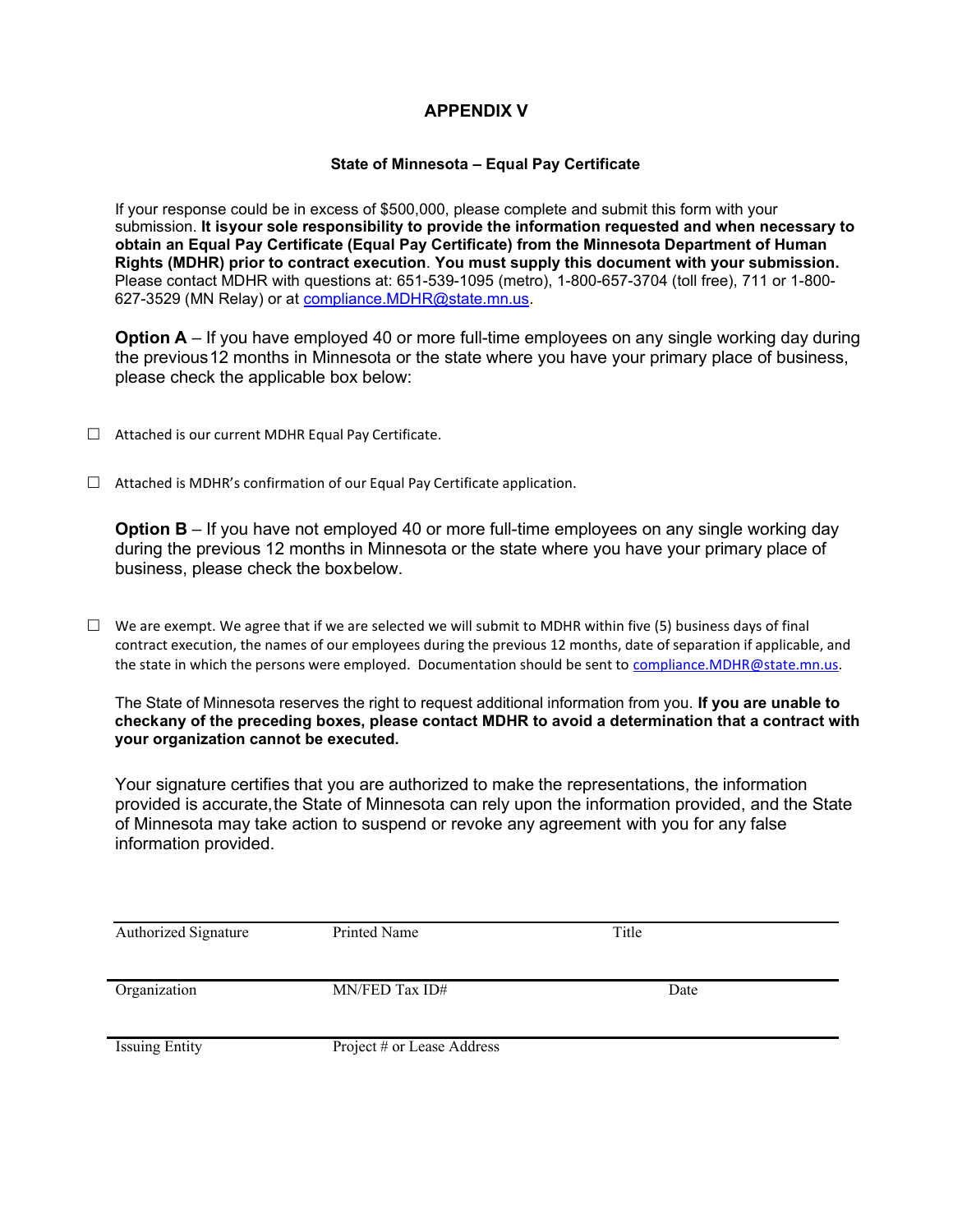# APPENDIX V

### State of Minnesota – Equal Pay Certificate

If your response could be in excess of $500,000, please complete and submit this form with your submission. **It isyour sole responsibility to provide the information requested and when necessary to obtain an Equal Pay Certificate (Equal Pay Certificate) from the Minnesota Department of Human Rights (MDHR) prior to contract execution**. **You must supply this document with your submission.** Please contact MDHR with questions at: 651-539-1095 (metro), 1-800-657-3704 (toll free), 711 or 1-800-627-3529 (MN Relay) or at compliance.MDHR@state.mn.us.

**Option A** – If you have employed 40 or more full-time employees on any single working day during the previous 12 months in Minnesota or the state where you have your primary place of business, please check the applicable box below:

☐ Attached is our current MDHR Equal Pay Certificate.

☐ Attached is MDHR's confirmation of our Equal Pay Certificate application.

**Option B** – If you have not employed 40 or more full-time employees on any single working day during the previous 12 months in Minnesota or the state where you have your primary place of business, please check the boxbelow.

☐ We are exempt. We agree that if we are selected we will submit to MDHR within five (5) business days of final contract execution, the names of our employees during the previous 12 months, date of separation if applicable, and the state in which the persons were employed. Documentation should be sent to compliance.MDHR@state.mn.us.

The State of Minnesota reserves the right to request additional information from you. **If you are unable to checkany of the preceding boxes, please contact MDHR to avoid a determination that a contract with your organization cannot be executed.**

Your signature certifies that you are authorized to make the representations, the information provided is accurate,the State of Minnesota can rely upon the information provided, and the State of Minnesota may take action to suspend or revoke any agreement with you for any false information provided.

| Authorized Signature | Printed Name | Title |
|---|---|---|
| Organization | MN/FED Tax ID# | Date |
| Issuing Entity | Project # or Lease Address | |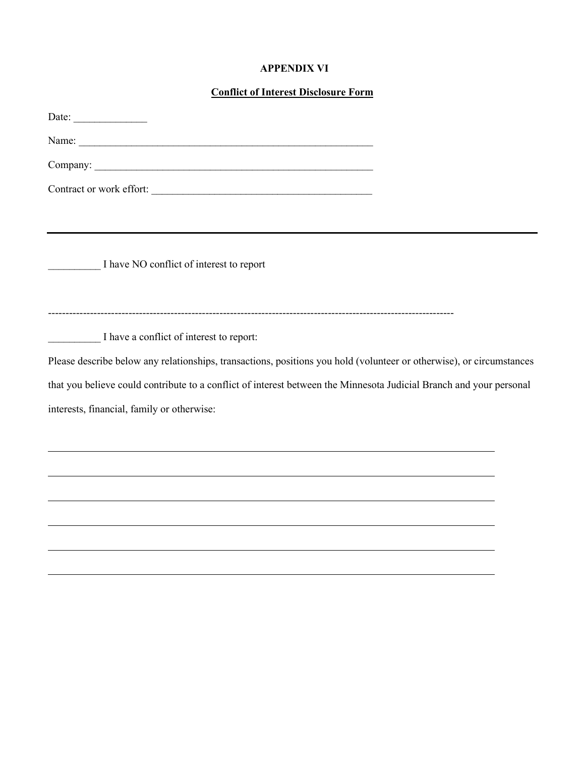## APPENDIX VI

**Conflict of Interest Disclosure Form**

Date: ______________

Name: ___________________________________________________________

Company: _________________________________________________________

Contract or work effort: ____________________________________________

---

__________ I have NO conflict of interest to report

-----------------------------------------------------------------------------------------------------------------------

__________ I have a conflict of interest to report:

Please describe below any relationships, transactions, positions you hold (volunteer or otherwise), or circumstances that you believe could contribute to a conflict of interest between the Minnesota Judicial Branch and your personal interests, financial, family or otherwise:

_____________________________________________________________________________________

_____________________________________________________________________________________

_____________________________________________________________________________________

_____________________________________________________________________________________

_____________________________________________________________________________________

_____________________________________________________________________________________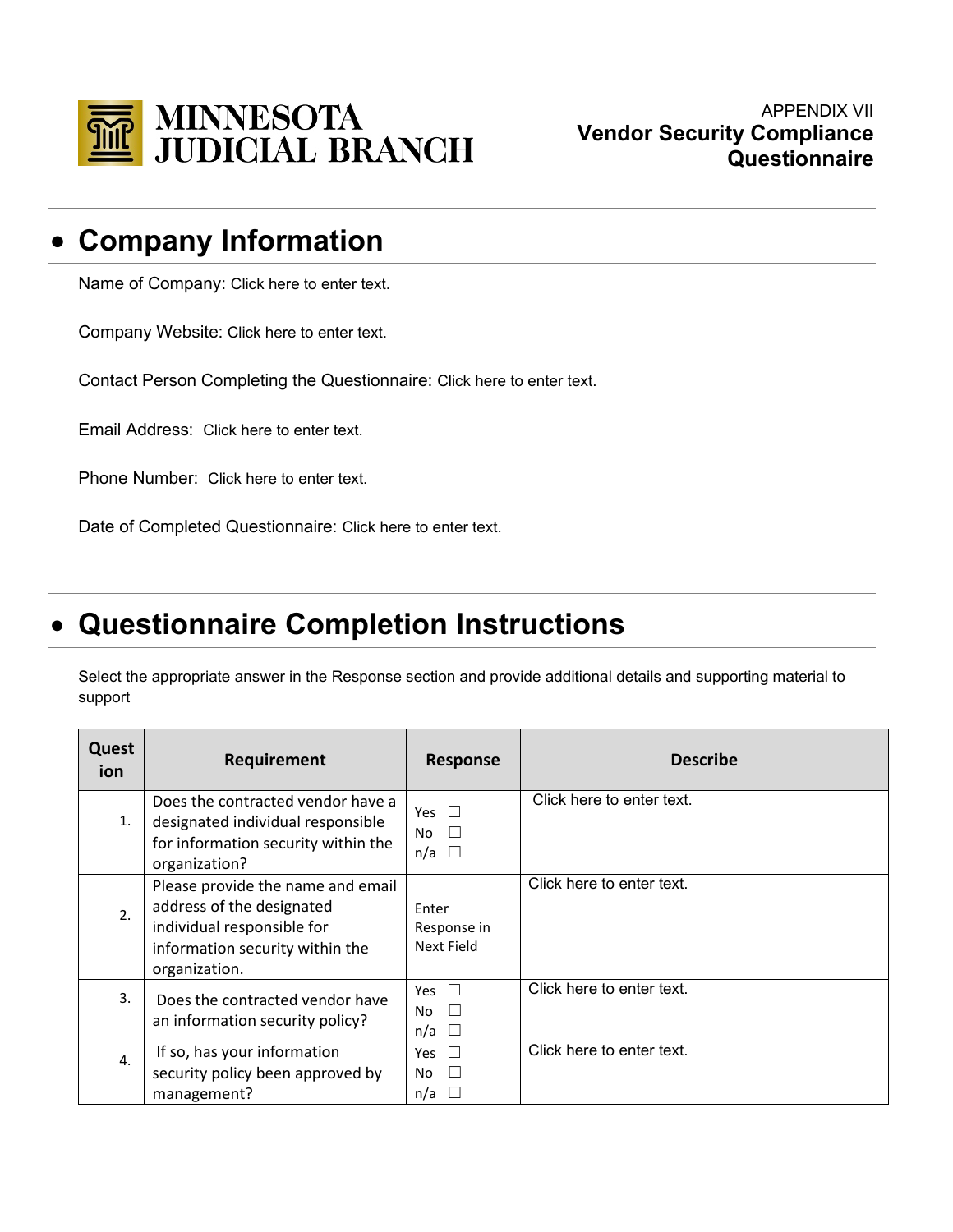MINNESOTA JUDICIAL BRANCH

APPENDIX VII
**Vendor Security Compliance Questionnaire**

## • Company Information

Name of Company: Click here to enter text.

Company Website: Click here to enter text.

Contact Person Completing the Questionnaire: Click here to enter text.

Email Address: Click here to enter text.

Phone Number: Click here to enter text.

Date of Completed Questionnaire: Click here to enter text.

## • Questionnaire Completion Instructions

Select the appropriate answer in the Response section and provide additional details and supporting material to support

| Question | Requirement | Response | Describe |
|---|---|---|---|
| 1. | Does the contracted vendor have a designated individual responsible for information security within the organization? | Yes ☐<br>No ☐<br>n/a ☐ | Click here to enter text. |
| 2. | Please provide the name and email address of the designated individual responsible for information security within the organization. | Enter Response in Next Field | Click here to enter text. |
| 3. | Does the contracted vendor have an information security policy? | Yes ☐<br>No ☐<br>n/a ☐ | Click here to enter text. |
| 4. | If so, has your information security policy been approved by management? | Yes ☐<br>No ☐<br>n/a ☐ | Click here to enter text. |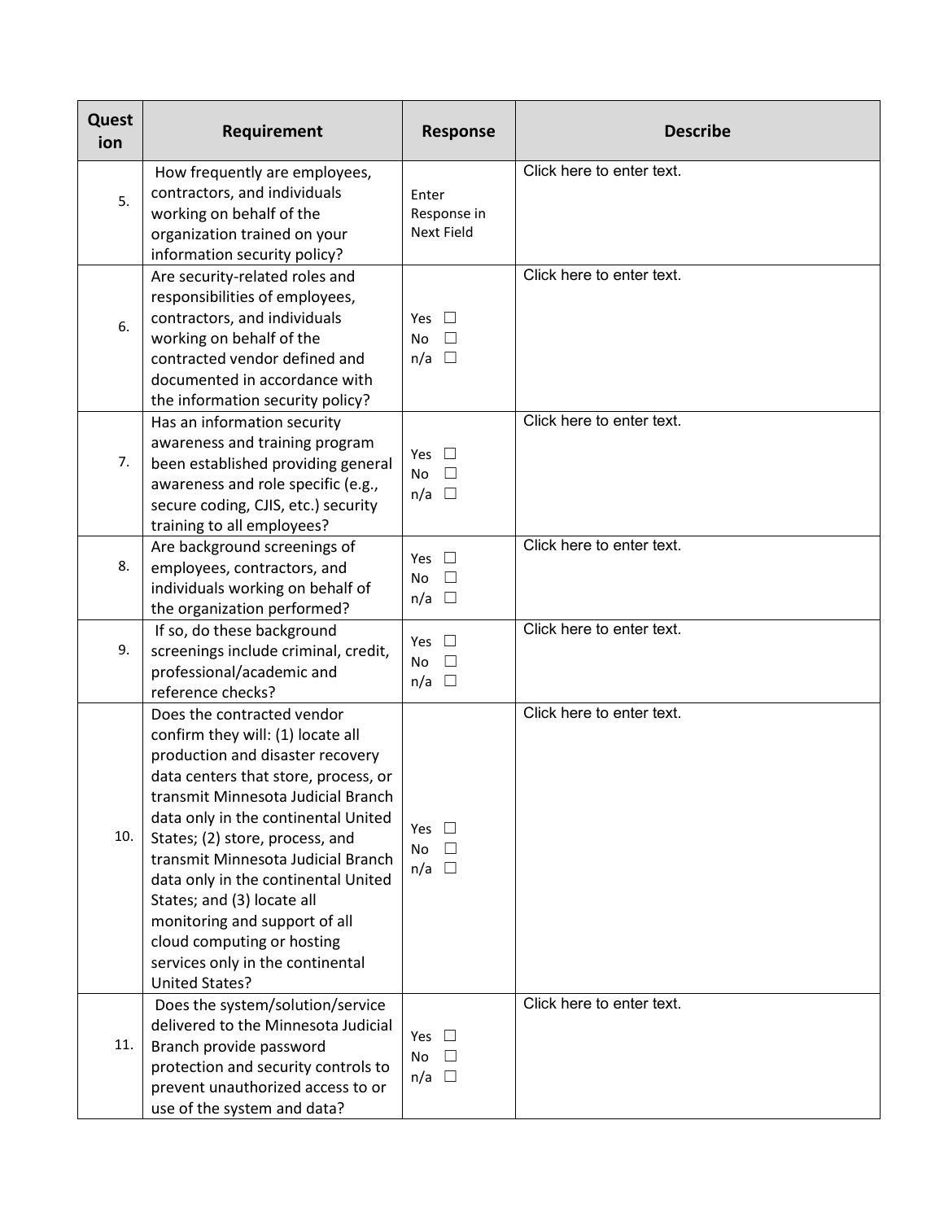| Question | Requirement | Response | Describe |
|---|---|---|---|
| 5. | How frequently are employees, contractors, and individuals working on behalf of the organization trained on your information security policy? | Enter Response in Next Field | Click here to enter text. |
| 6. | Are security-related roles and responsibilities of employees, contractors, and individuals working on behalf of the contracted vendor defined and documented in accordance with the information security policy? | Yes ☐<br>No ☐<br>n/a ☐ | Click here to enter text. |
| 7. | Has an information security awareness and training program been established providing general awareness and role specific (e.g., secure coding, CJIS, etc.) security training to all employees? | Yes ☐<br>No ☐<br>n/a ☐ | Click here to enter text. |
| 8. | Are background screenings of employees, contractors, and individuals working on behalf of the organization performed? | Yes ☐<br>No ☐<br>n/a ☐ | Click here to enter text. |
| 9. | If so, do these background screenings include criminal, credit, professional/academic and reference checks? | Yes ☐<br>No ☐<br>n/a ☐ | Click here to enter text. |
| 10. | Does the contracted vendor confirm they will: (1) locate all production and disaster recovery data centers that store, process, or transmit Minnesota Judicial Branch data only in the continental United States; (2) store, process, and transmit Minnesota Judicial Branch data only in the continental United States; and (3) locate all monitoring and support of all cloud computing or hosting services only in the continental United States? | Yes ☐<br>No ☐<br>n/a ☐ | Click here to enter text. |
| 11. | Does the system/solution/service delivered to the Minnesota Judicial Branch provide password protection and security controls to prevent unauthorized access to or use of the system and data? | Yes ☐<br>No ☐<br>n/a ☐ | Click here to enter text. |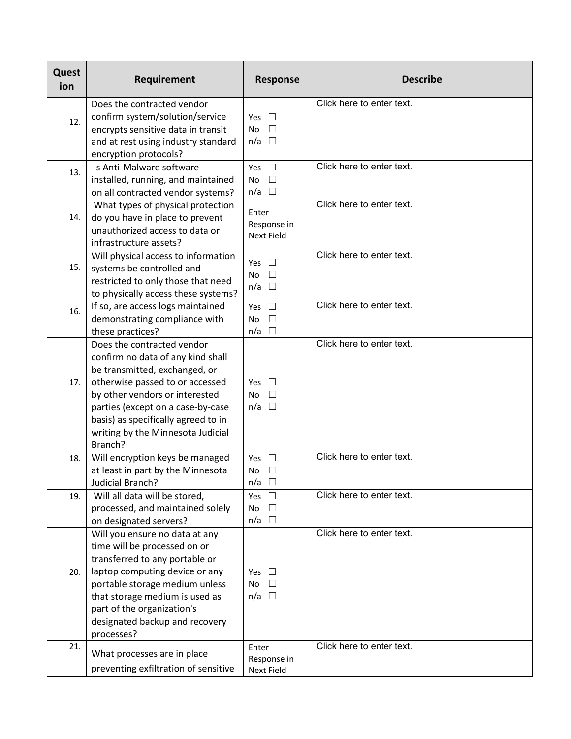| Question | Requirement | Response | Describe |
|---|---|---|---|
| 12. | Does the contracted vendor confirm system/solution/service encrypts sensitive data in transit and at rest using industry standard encryption protocols? | Yes ☐ No ☐ n/a ☐ | Click here to enter text. |
| 13. | Is Anti-Malware software installed, running, and maintained on all contracted vendor systems? | Yes ☐ No ☐ n/a ☐ | Click here to enter text. |
| 14. | What types of physical protection do you have in place to prevent unauthorized access to data or infrastructure assets? | Enter Response in Next Field | Click here to enter text. |
| 15. | Will physical access to information systems be controlled and restricted to only those that need to physically access these systems? | Yes ☐ No ☐ n/a ☐ | Click here to enter text. |
| 16. | If so, are access logs maintained demonstrating compliance with these practices? | Yes ☐ No ☐ n/a ☐ | Click here to enter text. |
| 17. | Does the contracted vendor confirm no data of any kind shall be transmitted, exchanged, or otherwise passed to or accessed by other vendors or interested parties (except on a case-by-case basis) as specifically agreed to in writing by the Minnesota Judicial Branch? | Yes ☐ No ☐ n/a ☐ | Click here to enter text. |
| 18. | Will encryption keys be managed at least in part by the Minnesota Judicial Branch? | Yes ☐ No ☐ n/a ☐ | Click here to enter text. |
| 19. | Will all data will be stored, processed, and maintained solely on designated servers? | Yes ☐ No ☐ n/a ☐ | Click here to enter text. |
| 20. | Will you ensure no data at any time will be processed on or transferred to any portable or laptop computing device or any portable storage medium unless that storage medium is used as part of the organization's designated backup and recovery processes? | Yes ☐ No ☐ n/a ☐ | Click here to enter text. |
| 21. | What processes are in place preventing exfiltration of sensitive | Enter Response in Next Field | Click here to enter text. |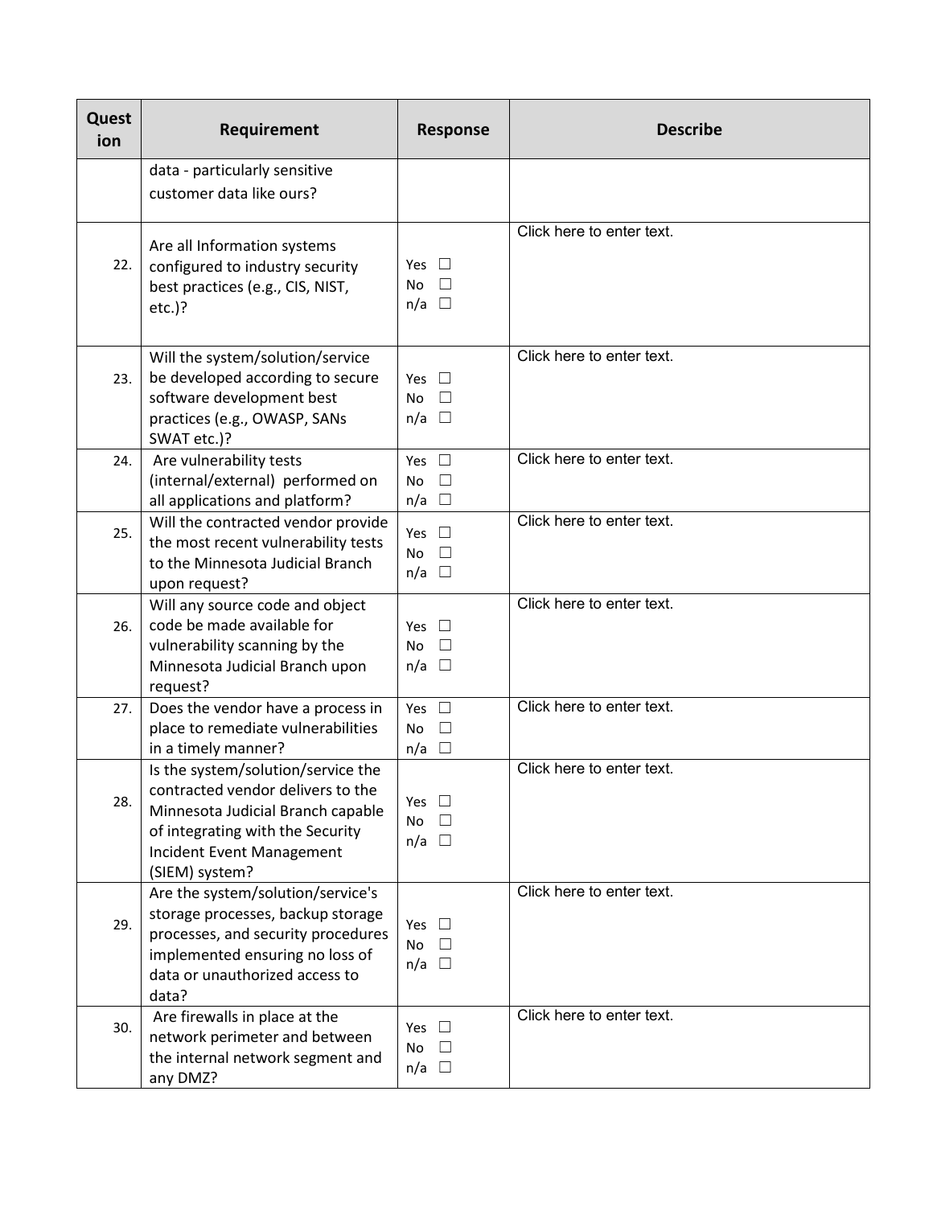| Question | Requirement | Response | Describe |
|---|---|---|---|
| | data - particularly sensitive customer data like ours? | | |
| 22. | Are all Information systems configured to industry security best practices (e.g., CIS, NIST, etc.)? | Yes ☐<br>No ☐<br>n/a ☐ | Click here to enter text. |
| 23. | Will the system/solution/service be developed according to secure software development best practices (e.g., OWASP, SANs SWAT etc.)? | Yes ☐<br>No ☐<br>n/a ☐ | Click here to enter text. |
| 24. | Are vulnerability tests (internal/external) performed on all applications and platform? | Yes ☐<br>No ☐<br>n/a ☐ | Click here to enter text. |
| 25. | Will the contracted vendor provide the most recent vulnerability tests to the Minnesota Judicial Branch upon request? | Yes ☐<br>No ☐<br>n/a ☐ | Click here to enter text. |
| 26. | Will any source code and object code be made available for vulnerability scanning by the Minnesota Judicial Branch upon request? | Yes ☐<br>No ☐<br>n/a ☐ | Click here to enter text. |
| 27. | Does the vendor have a process in place to remediate vulnerabilities in a timely manner? | Yes ☐<br>No ☐<br>n/a ☐ | Click here to enter text. |
| 28. | Is the system/solution/service the contracted vendor delivers to the Minnesota Judicial Branch capable of integrating with the Security Incident Event Management (SIEM) system? | Yes ☐<br>No ☐<br>n/a ☐ | Click here to enter text. |
| 29. | Are the system/solution/service's storage processes, backup storage processes, and security procedures implemented ensuring no loss of data or unauthorized access to data? | Yes ☐<br>No ☐<br>n/a ☐ | Click here to enter text. |
| 30. | Are firewalls in place at the network perimeter and between the internal network segment and any DMZ? | Yes ☐<br>No ☐<br>n/a ☐ | Click here to enter text. |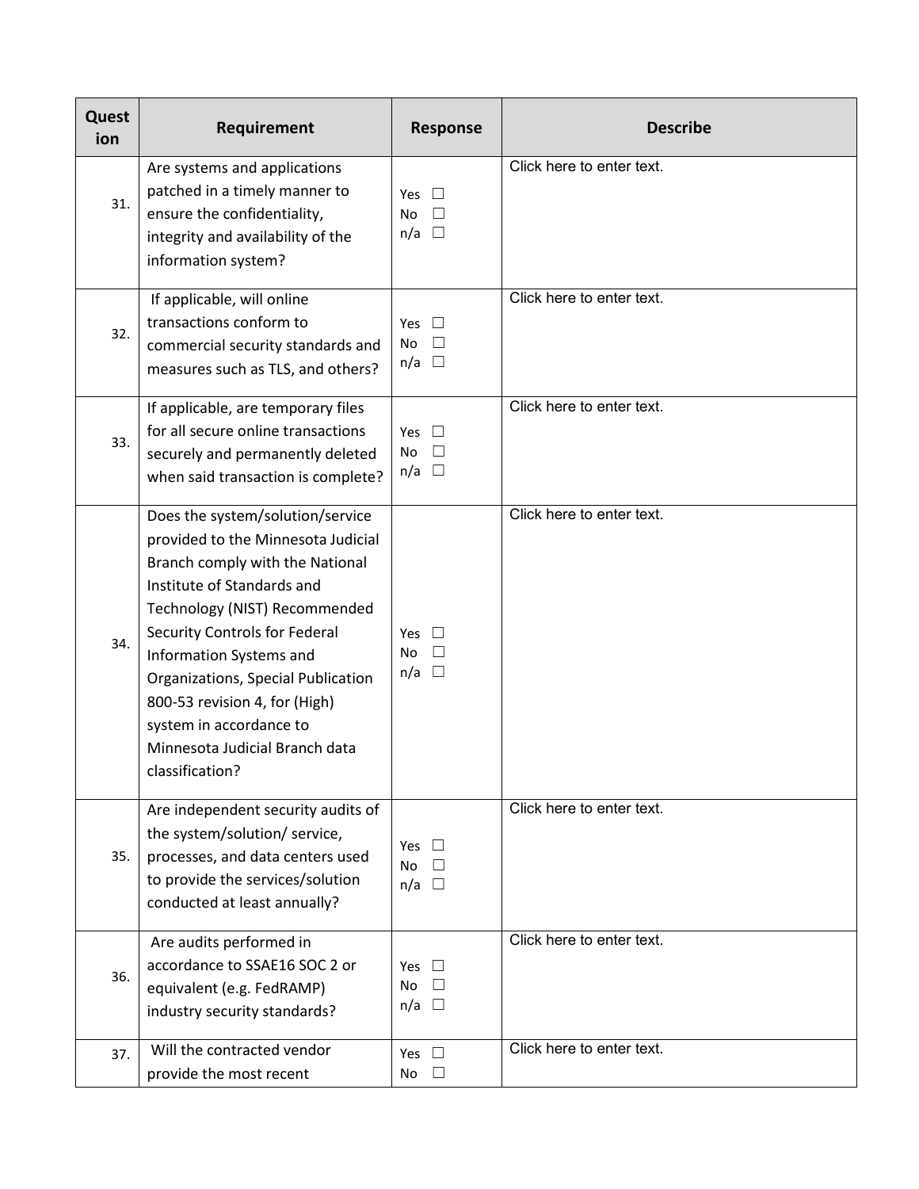| Question | Requirement | Response | Describe |
|---|---|---|---|
| 31. | Are systems and applications patched in a timely manner to ensure the confidentiality, integrity and availability of the information system? | Yes ☐ No ☐ n/a ☐ | Click here to enter text. |
| 32. | If applicable, will online transactions conform to commercial security standards and measures such as TLS, and others? | Yes ☐ No ☐ n/a ☐ | Click here to enter text. |
| 33. | If applicable, are temporary files for all secure online transactions securely and permanently deleted when said transaction is complete? | Yes ☐ No ☐ n/a ☐ | Click here to enter text. |
| 34. | Does the system/solution/service provided to the Minnesota Judicial Branch comply with the National Institute of Standards and Technology (NIST) Recommended Security Controls for Federal Information Systems and Organizations, Special Publication 800-53 revision 4, for (High) system in accordance to Minnesota Judicial Branch data classification? | Yes ☐ No ☐ n/a ☐ | Click here to enter text. |
| 35. | Are independent security audits of the system/solution/ service, processes, and data centers used to provide the services/solution conducted at least annually? | Yes ☐ No ☐ n/a ☐ | Click here to enter text. |
| 36. | Are audits performed in accordance to SSAE16 SOC 2 or equivalent (e.g. FedRAMP) industry security standards? | Yes ☐ No ☐ n/a ☐ | Click here to enter text. |
| 37. | Will the contracted vendor provide the most recent | Yes ☐ No ☐ | Click here to enter text. |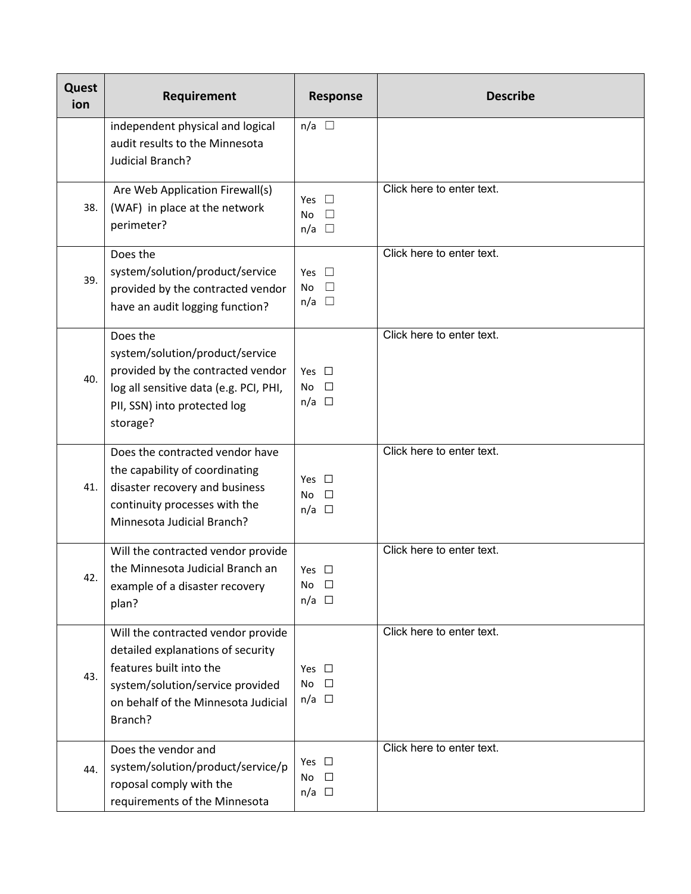| Question | Requirement | Response | Describe |
| --- | --- | --- | --- |
| | independent physical and logical audit results to the Minnesota Judicial Branch? | n/a ☐ | |
| 38. | Are Web Application Firewall(s) (WAF) in place at the network perimeter? | Yes ☐ No ☐ n/a ☐ | Click here to enter text. |
| 39. | Does the system/solution/product/service provided by the contracted vendor have an audit logging function? | Yes ☐ No ☐ n/a ☐ | Click here to enter text. |
| 40. | Does the system/solution/product/service provided by the contracted vendor log all sensitive data (e.g. PCI, PHI, PII, SSN) into protected log storage? | Yes ☐ No ☐ n/a ☐ | Click here to enter text. |
| 41. | Does the contracted vendor have the capability of coordinating disaster recovery and business continuity processes with the Minnesota Judicial Branch? | Yes ☐ No ☐ n/a ☐ | Click here to enter text. |
| 42. | Will the contracted vendor provide the Minnesota Judicial Branch an example of a disaster recovery plan? | Yes ☐ No ☐ n/a ☐ | Click here to enter text. |
| 43. | Will the contracted vendor provide detailed explanations of security features built into the system/solution/service provided on behalf of the Minnesota Judicial Branch? | Yes ☐ No ☐ n/a ☐ | Click here to enter text. |
| 44. | Does the vendor and system/solution/product/service/proposal comply with the requirements of the Minnesota | Yes ☐ No ☐ n/a ☐ | Click here to enter text. |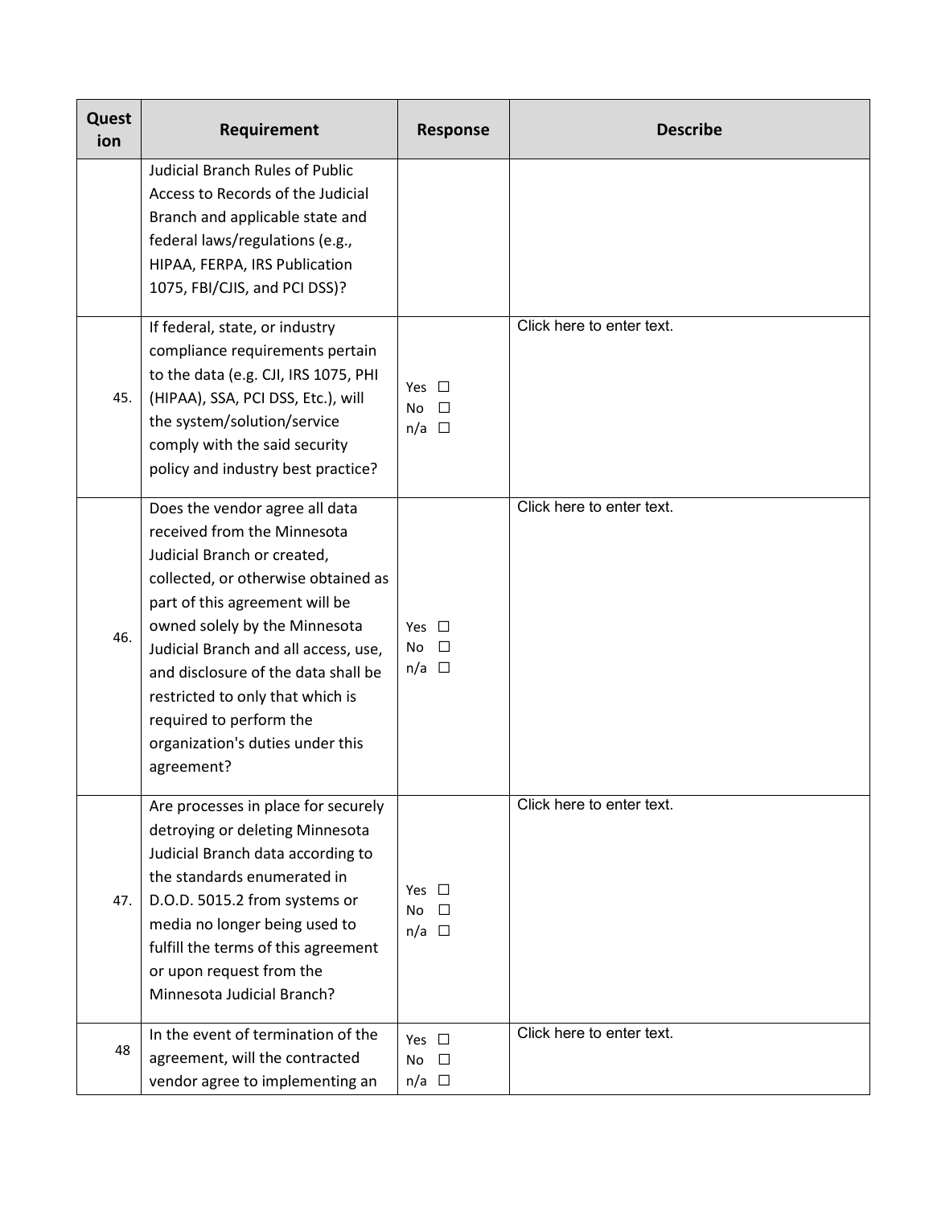| Question | Requirement | Response | Describe |
|---|---|---|---|
| | Judicial Branch Rules of Public Access to Records of the Judicial Branch and applicable state and federal laws/regulations (e.g., HIPAA, FERPA, IRS Publication 1075, FBI/CJIS, and PCI DSS)? | | |
| 45. | If federal, state, or industry compliance requirements pertain to the data (e.g. CJI, IRS 1075, PHI (HIPAA), SSA, PCI DSS, Etc.), will the system/solution/service comply with the said security policy and industry best practice? | Yes ☐ No ☐ n/a ☐ | Click here to enter text. |
| 46. | Does the vendor agree all data received from the Minnesota Judicial Branch or created, collected, or otherwise obtained as part of this agreement will be owned solely by the Minnesota Judicial Branch and all access, use, and disclosure of the data shall be restricted to only that which is required to perform the organization's duties under this agreement? | Yes ☐ No ☐ n/a ☐ | Click here to enter text. |
| 47. | Are processes in place for securely detroying or deleting Minnesota Judicial Branch data according to the standards enumerated in D.O.D. 5015.2 from systems or media no longer being used to fulfill the terms of this agreement or upon request from the Minnesota Judicial Branch? | Yes ☐ No ☐ n/a ☐ | Click here to enter text. |
| 48 | In the event of termination of the agreement, will the contracted vendor agree to implementing an | Yes ☐ No ☐ n/a ☐ | Click here to enter text. |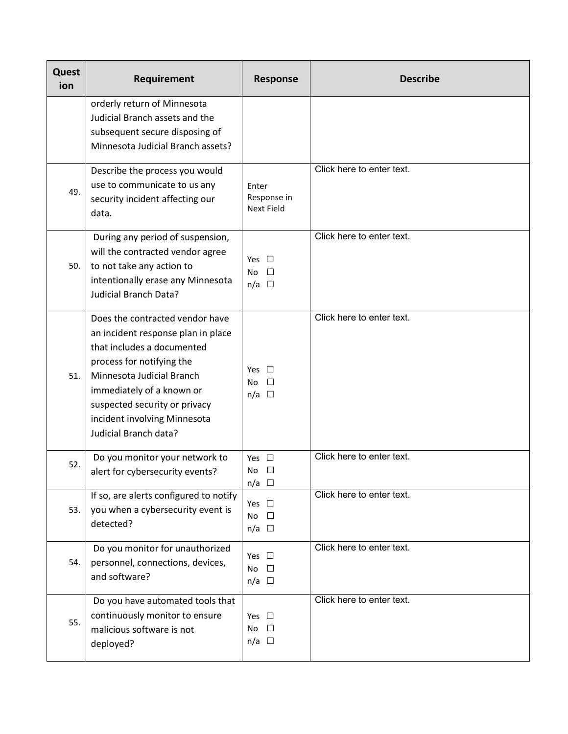| Question | Requirement | Response | Describe |
| --- | --- | --- | --- |
| | orderly return of Minnesota Judicial Branch assets and the subsequent secure disposing of Minnesota Judicial Branch assets? | | |
| 49. | Describe the process you would use to communicate to us any security incident affecting our data. | Enter Response in Next Field | Click here to enter text. |
| 50. | During any period of suspension, will the contracted vendor agree to not take any action to intentionally erase any Minnesota Judicial Branch Data? | Yes ☐ No ☐ n/a ☐ | Click here to enter text. |
| 51. | Does the contracted vendor have an incident response plan in place that includes a documented process for notifying the Minnesota Judicial Branch immediately of a known or suspected security or privacy incident involving Minnesota Judicial Branch data? | Yes ☐ No ☐ n/a ☐ | Click here to enter text. |
| 52. | Do you monitor your network to alert for cybersecurity events? | Yes ☐ No ☐ n/a ☐ | Click here to enter text. |
| 53. | If so, are alerts configured to notify you when a cybersecurity event is detected? | Yes ☐ No ☐ n/a ☐ | Click here to enter text. |
| 54. | Do you monitor for unauthorized personnel, connections, devices, and software? | Yes ☐ No ☐ n/a ☐ | Click here to enter text. |
| 55. | Do you have automated tools that continuously monitor to ensure malicious software is not deployed? | Yes ☐ No ☐ n/a ☐ | Click here to enter text. |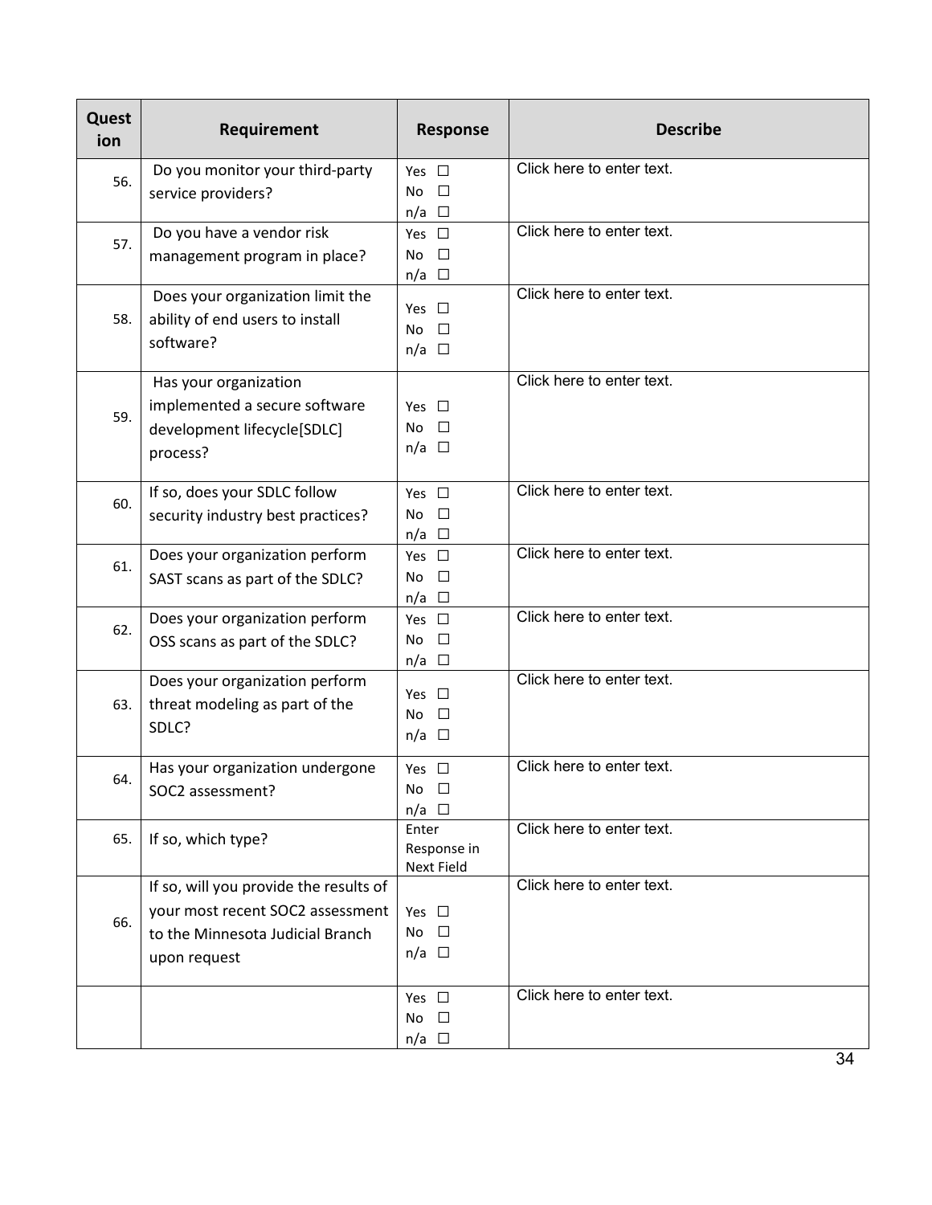| Question | Requirement | Response | Describe |
|---|---|---|---|
| 56. | Do you monitor your third-party service providers? | Yes ☐ No ☐ n/a ☐ | Click here to enter text. |
| 57. | Do you have a vendor risk management program in place? | Yes ☐ No ☐ n/a ☐ | Click here to enter text. |
| 58. | Does your organization limit the ability of end users to install software? | Yes ☐ No ☐ n/a ☐ | Click here to enter text. |
| 59. | Has your organization implemented a secure software development lifecycle[SDLC] process? | Yes ☐ No ☐ n/a ☐ | Click here to enter text. |
| 60. | If so, does your SDLC follow security industry best practices? | Yes ☐ No ☐ n/a ☐ | Click here to enter text. |
| 61. | Does your organization perform SAST scans as part of the SDLC? | Yes ☐ No ☐ n/a ☐ | Click here to enter text. |
| 62. | Does your organization perform OSS scans as part of the SDLC? | Yes ☐ No ☐ n/a ☐ | Click here to enter text. |
| 63. | Does your organization perform threat modeling as part of the SDLC? | Yes ☐ No ☐ n/a ☐ | Click here to enter text. |
| 64. | Has your organization undergone SOC2 assessment? | Yes ☐ No ☐ n/a ☐ | Click here to enter text. |
| 65. | If so, which type? | Enter Response in Next Field | Click here to enter text. |
| 66. | If so, will you provide the results of your most recent SOC2 assessment to the Minnesota Judicial Branch upon request | Yes ☐ No ☐ n/a ☐ | Click here to enter text. |
| | | Yes ☐ No ☐ n/a ☐ | Click here to enter text. |